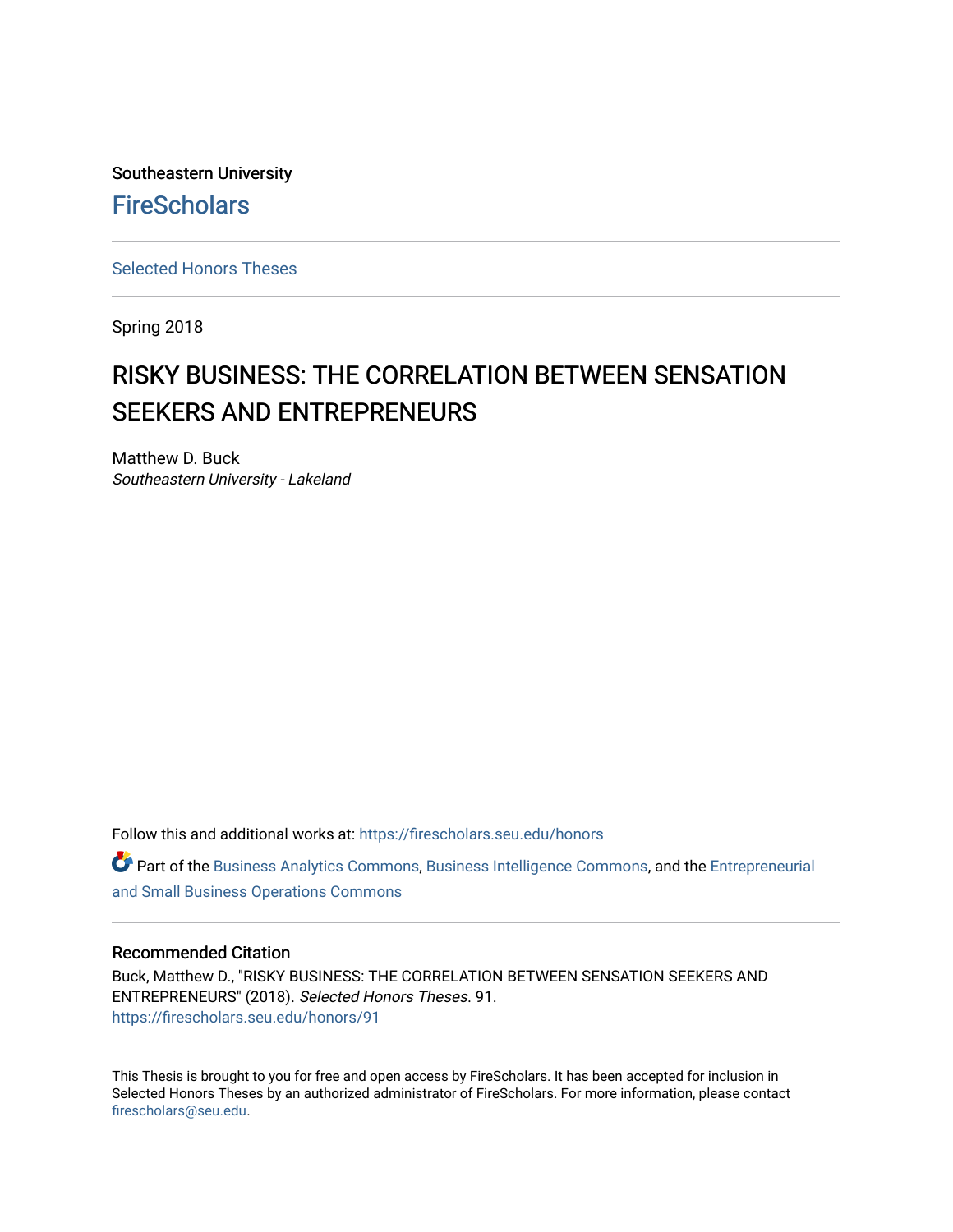Southeastern University

FireScholars

Selected Honors Theses

Spring 2018

# RISKY BUSINESS: THE CORRELATION BETWEEN SENSATION SEEKERS AND ENTREPRENEURS

Matthew D. Buck
*Southeastern University - Lakeland*

Follow this and additional works at: https://firescholars.seu.edu/honors

Part of the Business Analytics Commons, Business Intelligence Commons, and the Entrepreneurial and Small Business Operations Commons

## Recommended Citation

Buck, Matthew D., "RISKY BUSINESS: THE CORRELATION BETWEEN SENSATION SEEKERS AND ENTREPRENEURS" (2018). *Selected Honors Theses*. 91.
https://firescholars.seu.edu/honors/91

This Thesis is brought to you for free and open access by FireScholars. It has been accepted for inclusion in Selected Honors Theses by an authorized administrator of FireScholars. For more information, please contact firescholars@seu.edu.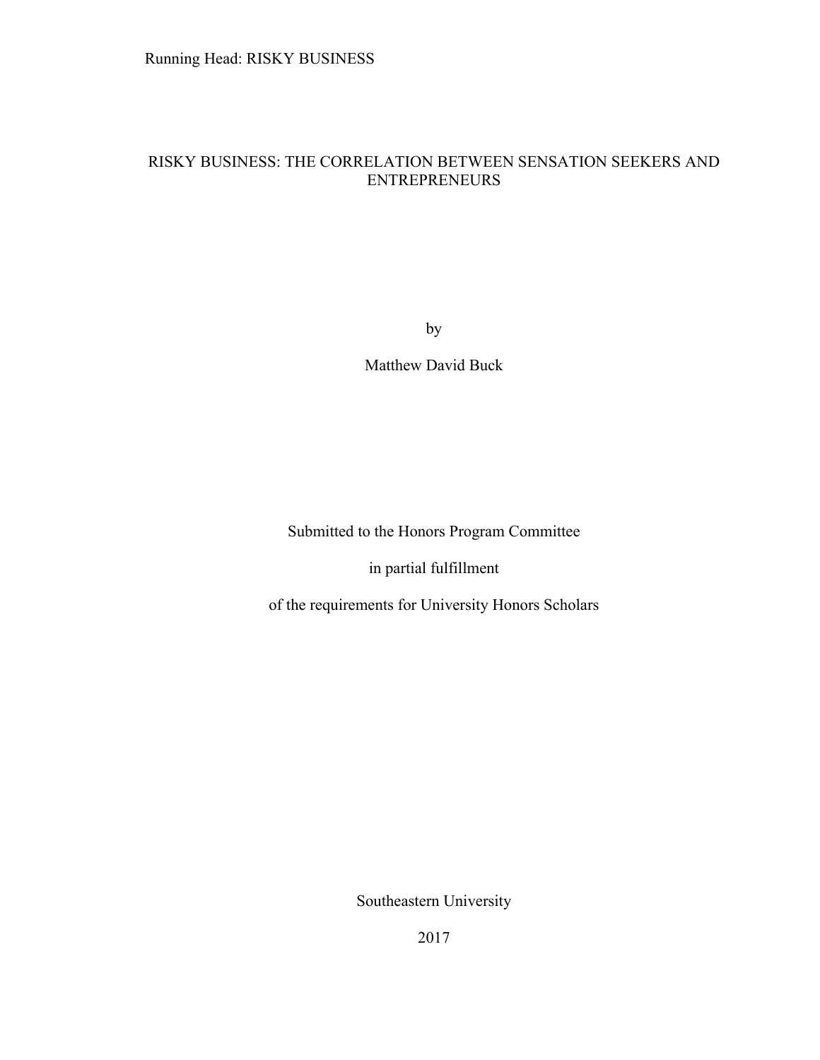# RISKY BUSINESS: THE CORRELATION BETWEEN SENSATION SEEKERS AND ENTREPRENEURS

by

Matthew David Buck

Submitted to the Honors Program Committee

in partial fulfillment

of the requirements for University Honors Scholars

Southeastern University

2017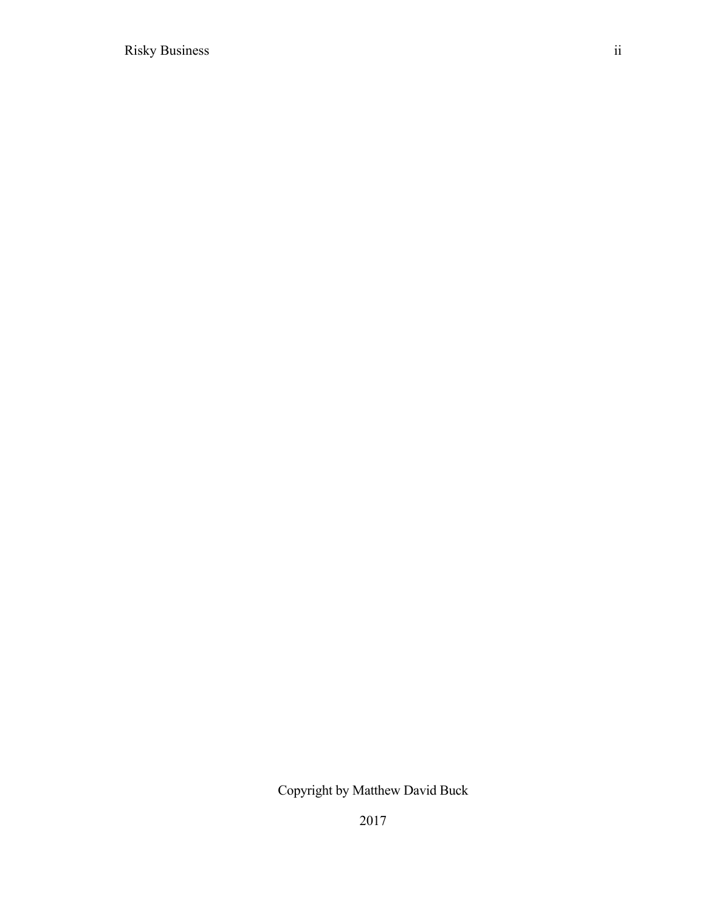Copyright by Matthew David Buck

2017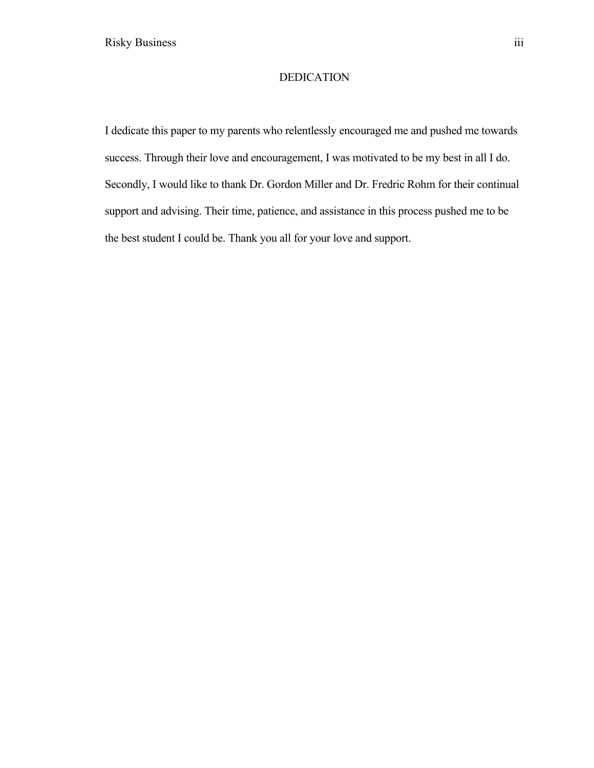# DEDICATION

I dedicate this paper to my parents who relentlessly encouraged me and pushed me towards success. Through their love and encouragement, I was motivated to be my best in all I do. Secondly, I would like to thank Dr. Gordon Miller and Dr. Fredric Rohm for their continual support and advising. Their time, patience, and assistance in this process pushed me to be the best student I could be. Thank you all for your love and support.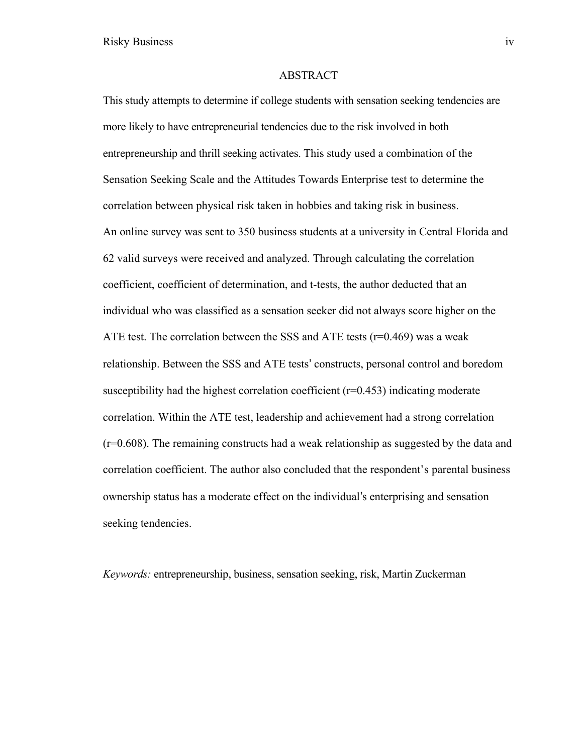# ABSTRACT

This study attempts to determine if college students with sensation seeking tendencies are more likely to have entrepreneurial tendencies due to the risk involved in both entrepreneurship and thrill seeking activates. This study used a combination of the Sensation Seeking Scale and the Attitudes Towards Enterprise test to determine the correlation between physical risk taken in hobbies and taking risk in business.
An online survey was sent to 350 business students at a university in Central Florida and 62 valid surveys were received and analyzed. Through calculating the correlation coefficient, coefficient of determination, and t-tests, the author deducted that an individual who was classified as a sensation seeker did not always score higher on the ATE test. The correlation between the SSS and ATE tests ($r=0.469$) was a weak relationship. Between the SSS and ATE tests' constructs, personal control and boredom susceptibility had the highest correlation coefficient ($r=0.453$) indicating moderate correlation. Within the ATE test, leadership and achievement had a strong correlation ($r=0.608$). The remaining constructs had a weak relationship as suggested by the data and correlation coefficient. The author also concluded that the respondent's parental business ownership status has a moderate effect on the individual's enterprising and sensation seeking tendencies.

*Keywords:* entrepreneurship, business, sensation seeking, risk, Martin Zuckerman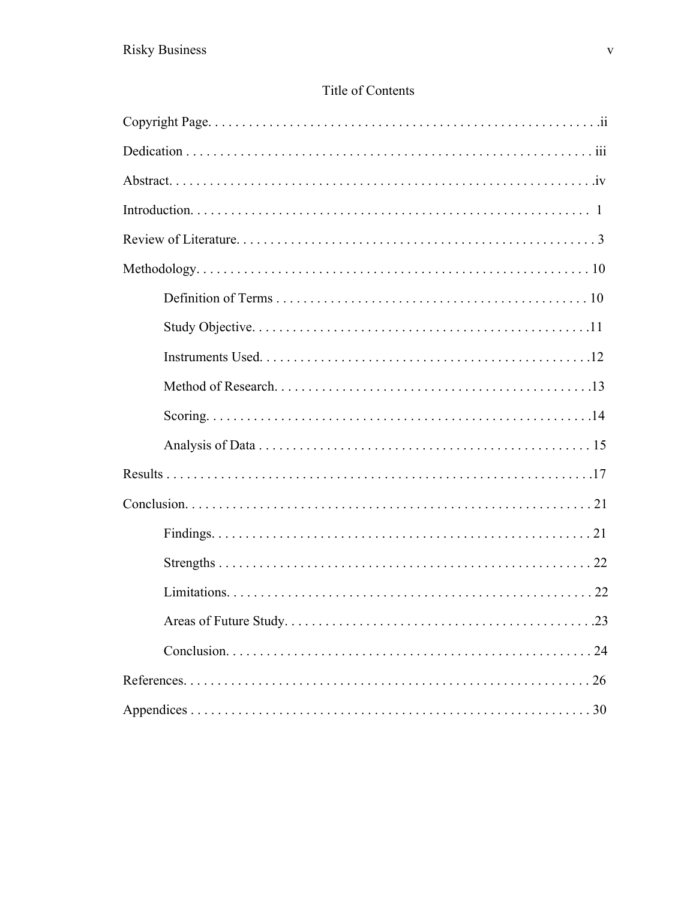# Title of Contents

Copyright Page. . . . . . . . . . . . . . . . . . . . . . . . . . . . . . . . . . . . . . . . . . . . . . . . . . . . . . . . .ii

Dedication . . . . . . . . . . . . . . . . . . . . . . . . . . . . . . . . . . . . . . . . . . . . . . . . . . . . . . . . . . . iii

Abstract. . . . . . . . . . . . . . . . . . . . . . . . . . . . . . . . . . . . . . . . . . . . . . . . . . . . . . . . . . . . . .iv

Introduction. . . . . . . . . . . . . . . . . . . . . . . . . . . . . . . . . . . . . . . . . . . . . . . . . . . . . . . . . . 1

Review of Literature. . . . . . . . . . . . . . . . . . . . . . . . . . . . . . . . . . . . . . . . . . . . . . . . . . . . . 3

Methodology. . . . . . . . . . . . . . . . . . . . . . . . . . . . . . . . . . . . . . . . . . . . . . . . . . . . . . . . . . . 10

- Definition of Terms . . . . . . . . . . . . . . . . . . . . . . . . . . . . . . . . . . . . . . . . . . . . . . . 10
- Study Objective. . . . . . . . . . . . . . . . . . . . . . . . . . . . . . . . . . . . . . . . . . . . . . . . . . .11
- Instruments Used. . . . . . . . . . . . . . . . . . . . . . . . . . . . . . . . . . . . . . . . . . . . . . . . . .12
- Method of Research. . . . . . . . . . . . . . . . . . . . . . . . . . . . . . . . . . . . . . . . . . . . . . . .13
- Scoring. . . . . . . . . . . . . . . . . . . . . . . . . . . . . . . . . . . . . . . . . . . . . . . . . . . . . . . . . .14
- Analysis of Data . . . . . . . . . . . . . . . . . . . . . . . . . . . . . . . . . . . . . . . . . . . . . . . . . . 15

Results . . . . . . . . . . . . . . . . . . . . . . . . . . . . . . . . . . . . . . . . . . . . . . . . . . . . . . . . . . . . . . .17

Conclusion. . . . . . . . . . . . . . . . . . . . . . . . . . . . . . . . . . . . . . . . . . . . . . . . . . . . . . . . . . . . 21

- Findings. . . . . . . . . . . . . . . . . . . . . . . . . . . . . . . . . . . . . . . . . . . . . . . . . . . . . . . . . 21
- Strengths . . . . . . . . . . . . . . . . . . . . . . . . . . . . . . . . . . . . . . . . . . . . . . . . . . . . . . . . 22
- Limitations. . . . . . . . . . . . . . . . . . . . . . . . . . . . . . . . . . . . . . . . . . . . . . . . . . . . . . . 22
- Areas of Future Study. . . . . . . . . . . . . . . . . . . . . . . . . . . . . . . . . . . . . . . . . . . . . . .23
- Conclusion. . . . . . . . . . . . . . . . . . . . . . . . . . . . . . . . . . . . . . . . . . . . . . . . . . . . . . . 24

References. . . . . . . . . . . . . . . . . . . . . . . . . . . . . . . . . . . . . . . . . . . . . . . . . . . . . . . . . . . . 26

Appendices . . . . . . . . . . . . . . . . . . . . . . . . . . . . . . . . . . . . . . . . . . . . . . . . . . . . . . . . . . . 30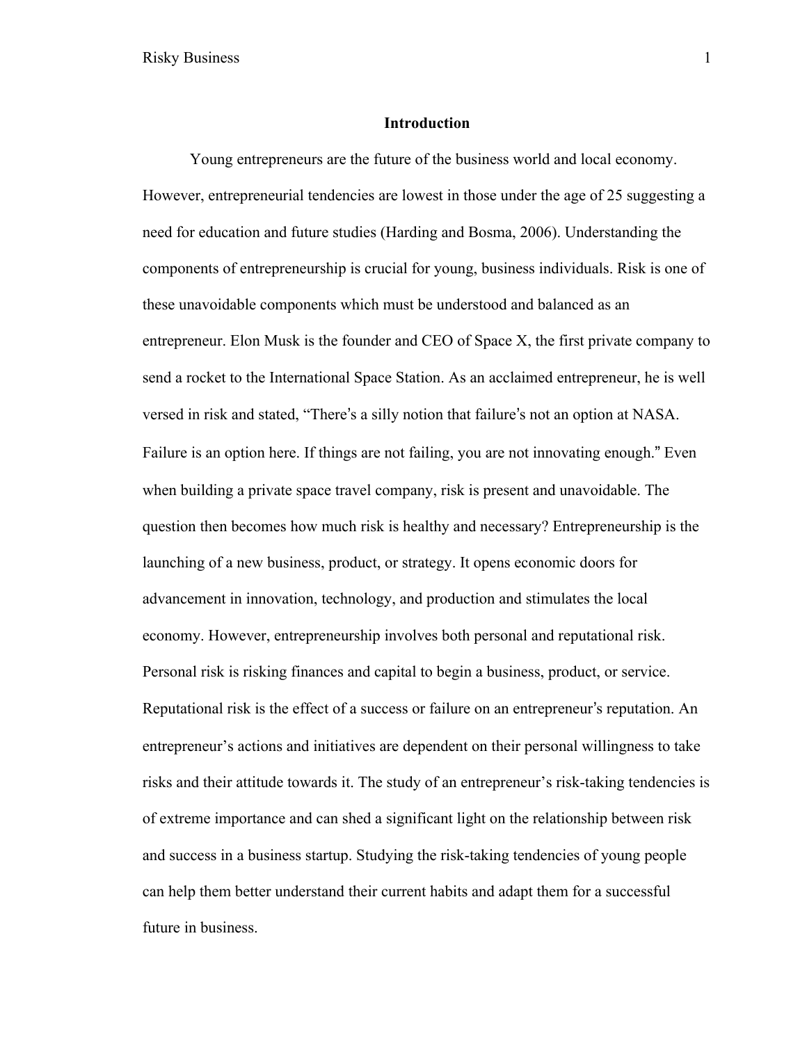## Introduction

Young entrepreneurs are the future of the business world and local economy. However, entrepreneurial tendencies are lowest in those under the age of 25 suggesting a need for education and future studies (Harding and Bosma, 2006). Understanding the components of entrepreneurship is crucial for young, business individuals. Risk is one of these unavoidable components which must be understood and balanced as an entrepreneur. Elon Musk is the founder and CEO of Space X, the first private company to send a rocket to the International Space Station. As an acclaimed entrepreneur, he is well versed in risk and stated, "There's a silly notion that failure's not an option at NASA. Failure is an option here. If things are not failing, you are not innovating enough." Even when building a private space travel company, risk is present and unavoidable. The question then becomes how much risk is healthy and necessary? Entrepreneurship is the launching of a new business, product, or strategy. It opens economic doors for advancement in innovation, technology, and production and stimulates the local economy. However, entrepreneurship involves both personal and reputational risk. Personal risk is risking finances and capital to begin a business, product, or service. Reputational risk is the effect of a success or failure on an entrepreneur's reputation. An entrepreneur's actions and initiatives are dependent on their personal willingness to take risks and their attitude towards it. The study of an entrepreneur's risk-taking tendencies is of extreme importance and can shed a significant light on the relationship between risk and success in a business startup. Studying the risk-taking tendencies of young people can help them better understand their current habits and adapt them for a successful future in business.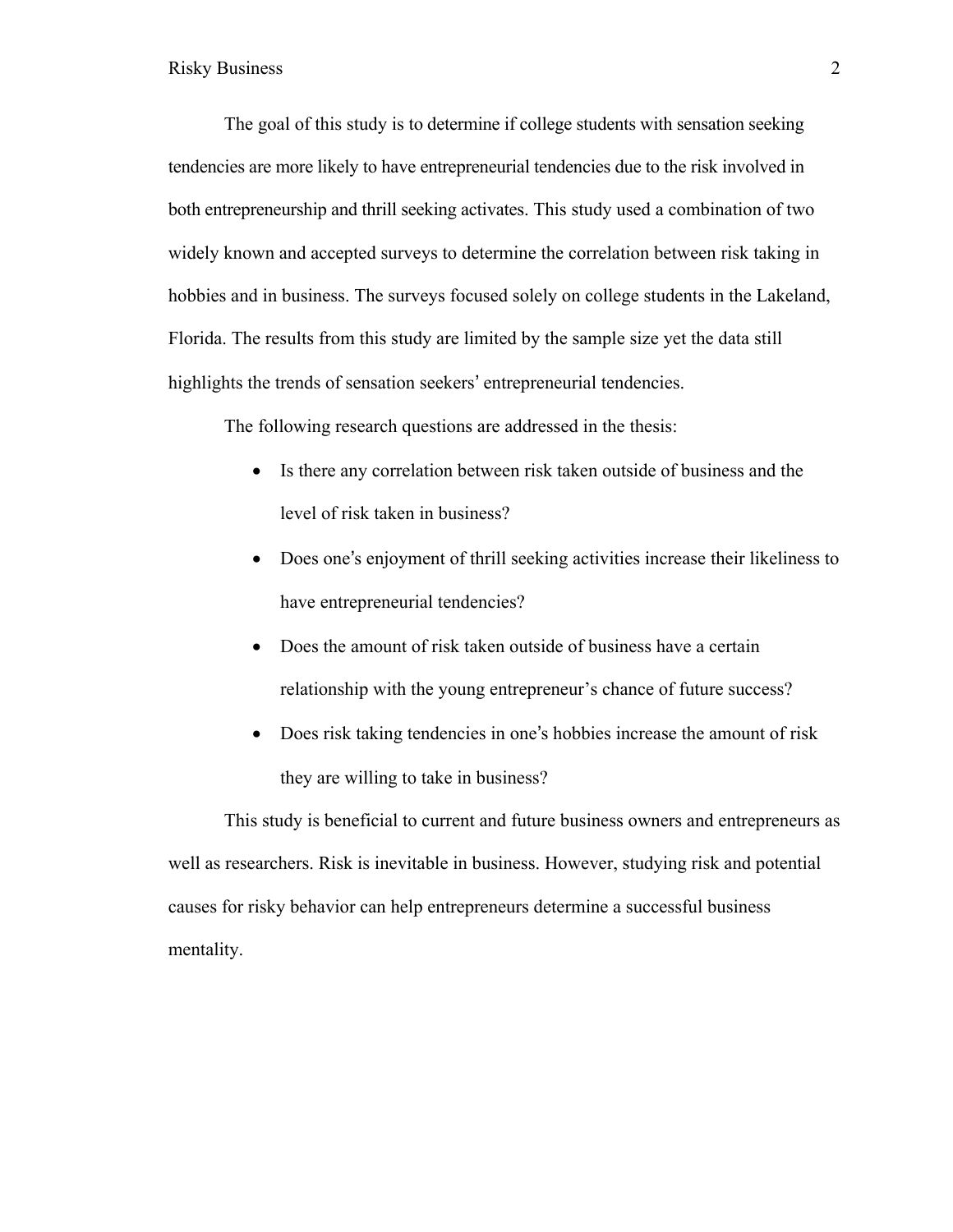The goal of this study is to determine if college students with sensation seeking tendencies are more likely to have entrepreneurial tendencies due to the risk involved in both entrepreneurship and thrill seeking activates. This study used a combination of two widely known and accepted surveys to determine the correlation between risk taking in hobbies and in business. The surveys focused solely on college students in the Lakeland, Florida. The results from this study are limited by the sample size yet the data still highlights the trends of sensation seekers' entrepreneurial tendencies.

The following research questions are addressed in the thesis:

- Is there any correlation between risk taken outside of business and the level of risk taken in business?
- Does one's enjoyment of thrill seeking activities increase their likeliness to have entrepreneurial tendencies?
- Does the amount of risk taken outside of business have a certain relationship with the young entrepreneur's chance of future success?
- Does risk taking tendencies in one's hobbies increase the amount of risk they are willing to take in business?

This study is beneficial to current and future business owners and entrepreneurs as well as researchers. Risk is inevitable in business. However, studying risk and potential causes for risky behavior can help entrepreneurs determine a successful business mentality.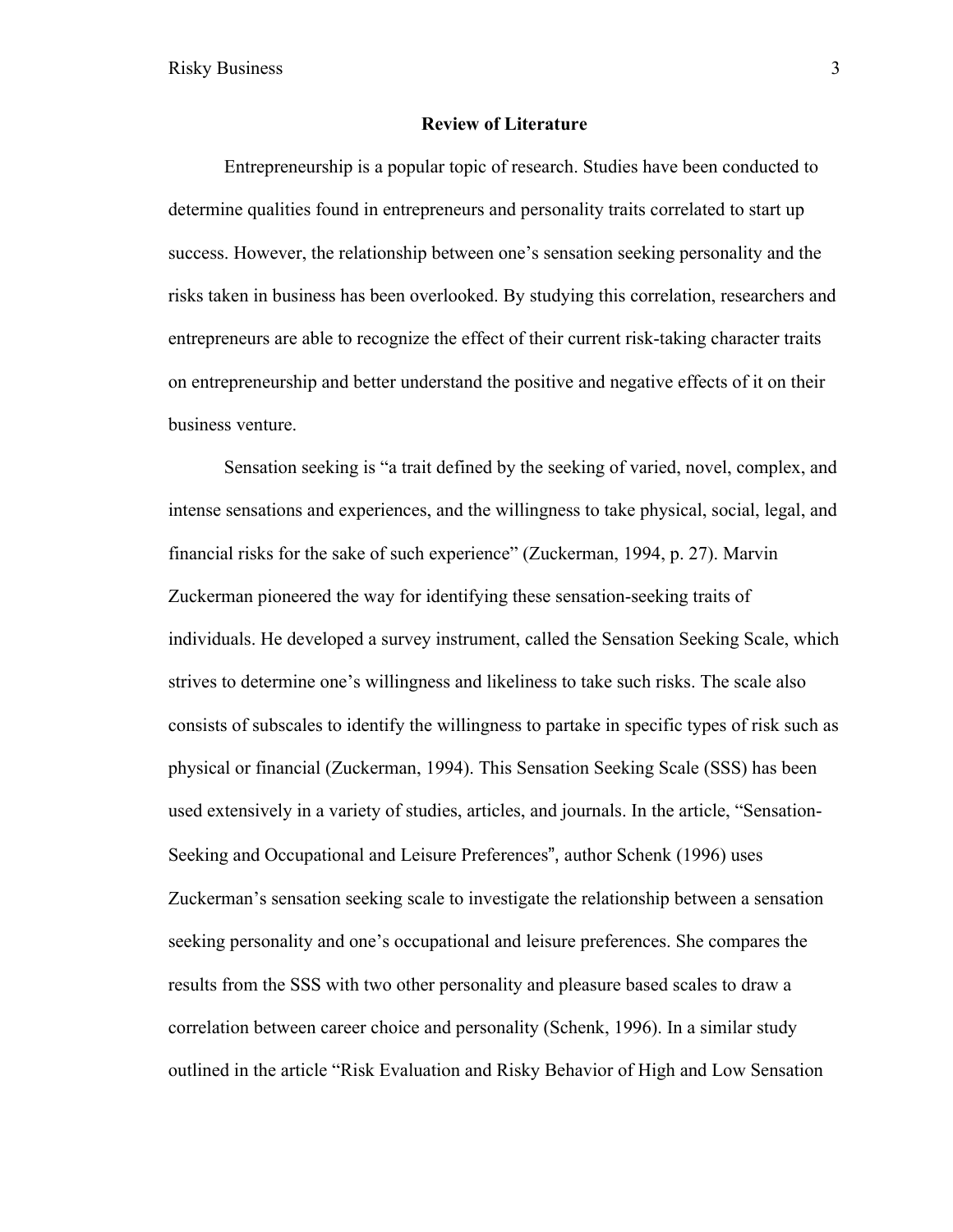## Review of Literature

Entrepreneurship is a popular topic of research. Studies have been conducted to determine qualities found in entrepreneurs and personality traits correlated to start up success. However, the relationship between one's sensation seeking personality and the risks taken in business has been overlooked. By studying this correlation, researchers and entrepreneurs are able to recognize the effect of their current risk-taking character traits on entrepreneurship and better understand the positive and negative effects of it on their business venture.

Sensation seeking is "a trait defined by the seeking of varied, novel, complex, and intense sensations and experiences, and the willingness to take physical, social, legal, and financial risks for the sake of such experience" (Zuckerman, 1994, p. 27). Marvin Zuckerman pioneered the way for identifying these sensation-seeking traits of individuals. He developed a survey instrument, called the Sensation Seeking Scale, which strives to determine one's willingness and likeliness to take such risks. The scale also consists of subscales to identify the willingness to partake in specific types of risk such as physical or financial (Zuckerman, 1994). This Sensation Seeking Scale (SSS) has been used extensively in a variety of studies, articles, and journals. In the article, "Sensation-Seeking and Occupational and Leisure Preferences", author Schenk (1996) uses Zuckerman's sensation seeking scale to investigate the relationship between a sensation seeking personality and one's occupational and leisure preferences. She compares the results from the SSS with two other personality and pleasure based scales to draw a correlation between career choice and personality (Schenk, 1996). In a similar study outlined in the article "Risk Evaluation and Risky Behavior of High and Low Sensation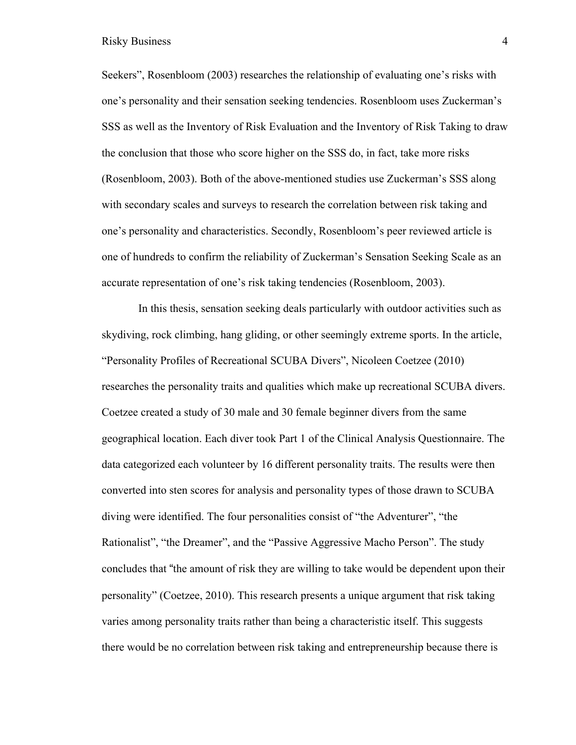Seekers", Rosenbloom (2003) researches the relationship of evaluating one's risks with one's personality and their sensation seeking tendencies. Rosenbloom uses Zuckerman's SSS as well as the Inventory of Risk Evaluation and the Inventory of Risk Taking to draw the conclusion that those who score higher on the SSS do, in fact, take more risks (Rosenbloom, 2003). Both of the above-mentioned studies use Zuckerman's SSS along with secondary scales and surveys to research the correlation between risk taking and one's personality and characteristics. Secondly, Rosenbloom's peer reviewed article is one of hundreds to confirm the reliability of Zuckerman's Sensation Seeking Scale as an accurate representation of one's risk taking tendencies (Rosenbloom, 2003).

In this thesis, sensation seeking deals particularly with outdoor activities such as skydiving, rock climbing, hang gliding, or other seemingly extreme sports. In the article, "Personality Profiles of Recreational SCUBA Divers", Nicoleen Coetzee (2010) researches the personality traits and qualities which make up recreational SCUBA divers. Coetzee created a study of 30 male and 30 female beginner divers from the same geographical location. Each diver took Part 1 of the Clinical Analysis Questionnaire. The data categorized each volunteer by 16 different personality traits. The results were then converted into sten scores for analysis and personality types of those drawn to SCUBA diving were identified. The four personalities consist of "the Adventurer", "the Rationalist", "the Dreamer", and the "Passive Aggressive Macho Person". The study concludes that "the amount of risk they are willing to take would be dependent upon their personality" (Coetzee, 2010). This research presents a unique argument that risk taking varies among personality traits rather than being a characteristic itself. This suggests there would be no correlation between risk taking and entrepreneurship because there is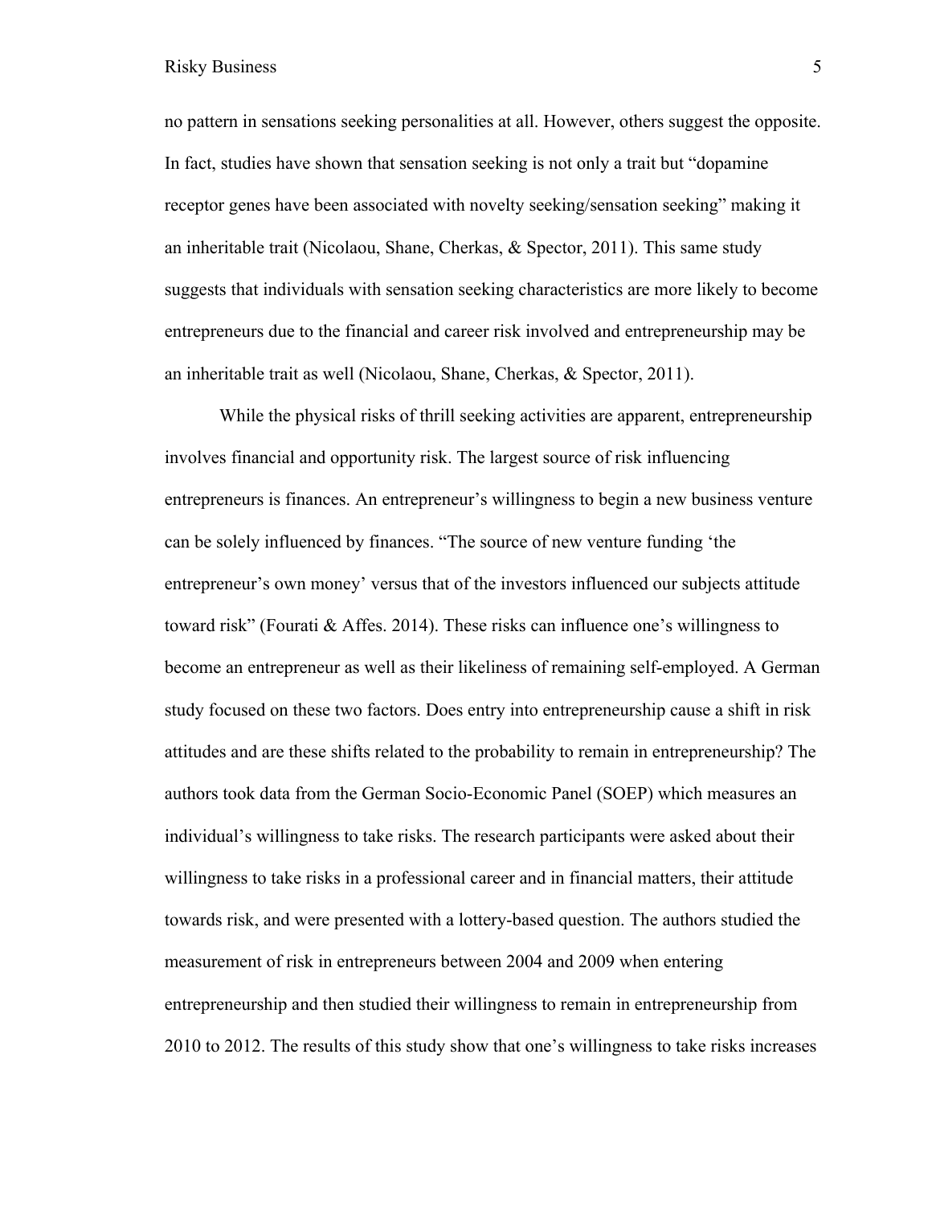no pattern in sensations seeking personalities at all. However, others suggest the opposite. In fact, studies have shown that sensation seeking is not only a trait but "dopamine receptor genes have been associated with novelty seeking/sensation seeking" making it an inheritable trait (Nicolaou, Shane, Cherkas, & Spector, 2011). This same study suggests that individuals with sensation seeking characteristics are more likely to become entrepreneurs due to the financial and career risk involved and entrepreneurship may be an inheritable trait as well (Nicolaou, Shane, Cherkas, & Spector, 2011).

While the physical risks of thrill seeking activities are apparent, entrepreneurship involves financial and opportunity risk. The largest source of risk influencing entrepreneurs is finances. An entrepreneur's willingness to begin a new business venture can be solely influenced by finances. "The source of new venture funding 'the entrepreneur's own money' versus that of the investors influenced our subjects attitude toward risk" (Fourati & Affes. 2014). These risks can influence one's willingness to become an entrepreneur as well as their likeliness of remaining self-employed. A German study focused on these two factors. Does entry into entrepreneurship cause a shift in risk attitudes and are these shifts related to the probability to remain in entrepreneurship? The authors took data from the German Socio-Economic Panel (SOEP) which measures an individual's willingness to take risks. The research participants were asked about their willingness to take risks in a professional career and in financial matters, their attitude towards risk, and were presented with a lottery-based question. The authors studied the measurement of risk in entrepreneurs between 2004 and 2009 when entering entrepreneurship and then studied their willingness to remain in entrepreneurship from 2010 to 2012. The results of this study show that one's willingness to take risks increases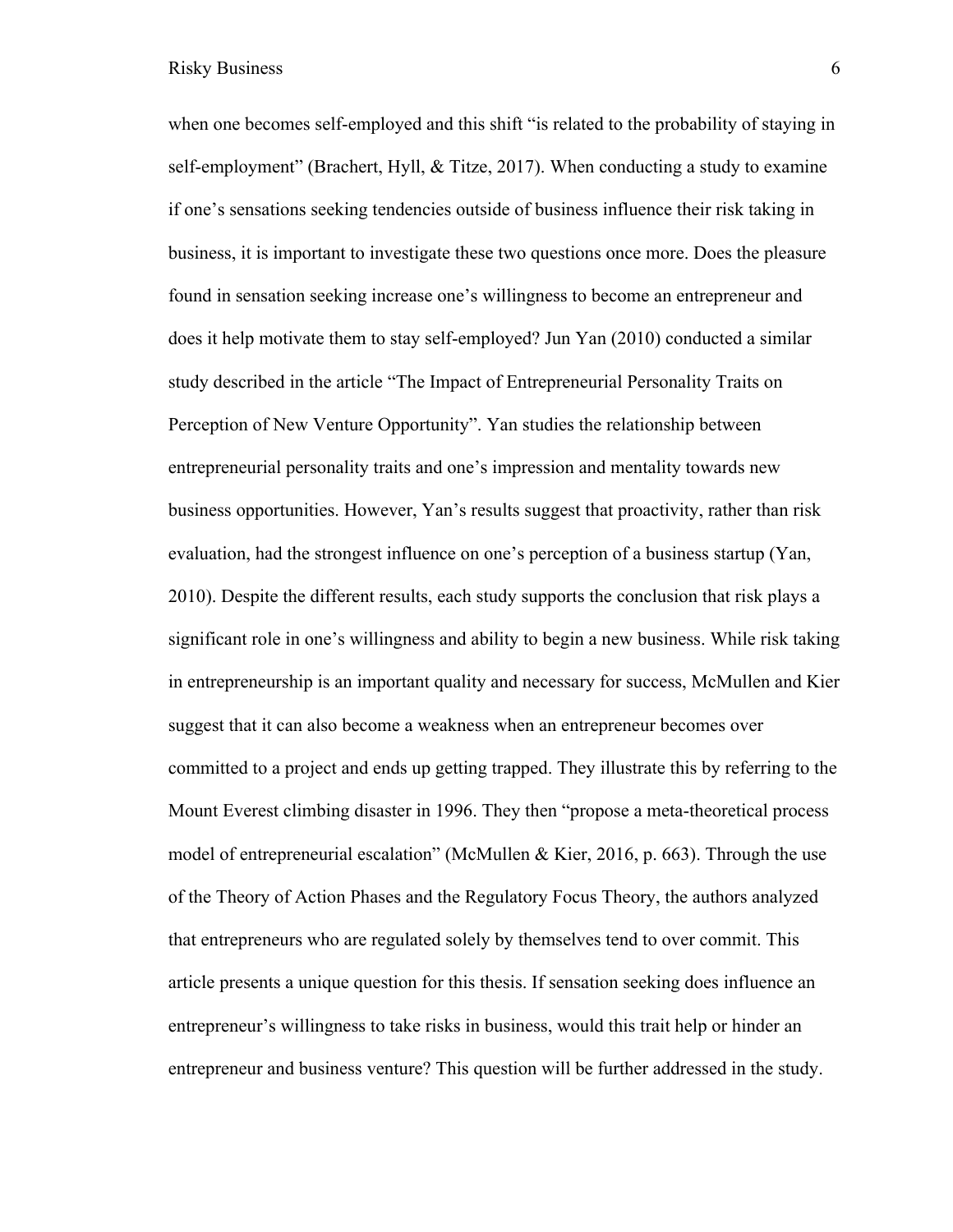when one becomes self-employed and this shift "is related to the probability of staying in self-employment" (Brachert, Hyll, & Titze, 2017). When conducting a study to examine if one's sensations seeking tendencies outside of business influence their risk taking in business, it is important to investigate these two questions once more. Does the pleasure found in sensation seeking increase one's willingness to become an entrepreneur and does it help motivate them to stay self-employed? Jun Yan (2010) conducted a similar study described in the article "The Impact of Entrepreneurial Personality Traits on Perception of New Venture Opportunity". Yan studies the relationship between entrepreneurial personality traits and one's impression and mentality towards new business opportunities. However, Yan's results suggest that proactivity, rather than risk evaluation, had the strongest influence on one's perception of a business startup (Yan, 2010). Despite the different results, each study supports the conclusion that risk plays a significant role in one's willingness and ability to begin a new business. While risk taking in entrepreneurship is an important quality and necessary for success, McMullen and Kier suggest that it can also become a weakness when an entrepreneur becomes over committed to a project and ends up getting trapped. They illustrate this by referring to the Mount Everest climbing disaster in 1996. They then "propose a meta-theoretical process model of entrepreneurial escalation" (McMullen & Kier, 2016, p. 663). Through the use of the Theory of Action Phases and the Regulatory Focus Theory, the authors analyzed that entrepreneurs who are regulated solely by themselves tend to over commit. This article presents a unique question for this thesis. If sensation seeking does influence an entrepreneur's willingness to take risks in business, would this trait help or hinder an entrepreneur and business venture? This question will be further addressed in the study.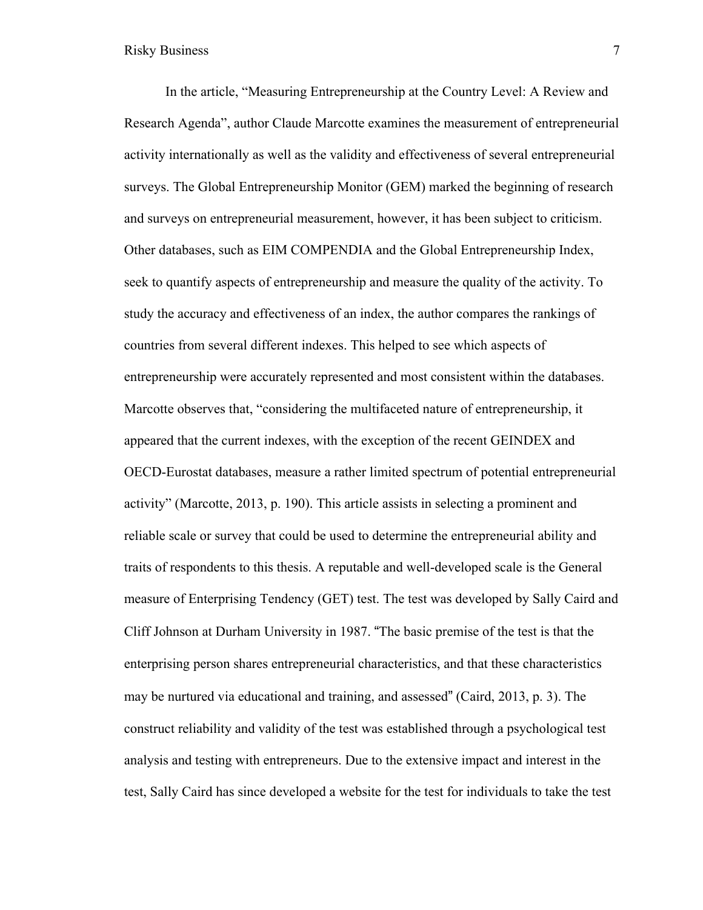In the article, “Measuring Entrepreneurship at the Country Level: A Review and Research Agenda”, author Claude Marcotte examines the measurement of entrepreneurial activity internationally as well as the validity and effectiveness of several entrepreneurial surveys. The Global Entrepreneurship Monitor (GEM) marked the beginning of research and surveys on entrepreneurial measurement, however, it has been subject to criticism. Other databases, such as EIM COMPENDIA and the Global Entrepreneurship Index, seek to quantify aspects of entrepreneurship and measure the quality of the activity. To study the accuracy and effectiveness of an index, the author compares the rankings of countries from several different indexes. This helped to see which aspects of entrepreneurship were accurately represented and most consistent within the databases. Marcotte observes that, “considering the multifaceted nature of entrepreneurship, it appeared that the current indexes, with the exception of the recent GEINDEX and OECD-Eurostat databases, measure a rather limited spectrum of potential entrepreneurial activity” (Marcotte, 2013, p. 190). This article assists in selecting a prominent and reliable scale or survey that could be used to determine the entrepreneurial ability and traits of respondents to this thesis. A reputable and well-developed scale is the General measure of Enterprising Tendency (GET) test. The test was developed by Sally Caird and Cliff Johnson at Durham University in 1987. “The basic premise of the test is that the enterprising person shares entrepreneurial characteristics, and that these characteristics may be nurtured via educational and training, and assessed” (Caird, 2013, p. 3). The construct reliability and validity of the test was established through a psychological test analysis and testing with entrepreneurs. Due to the extensive impact and interest in the test, Sally Caird has since developed a website for the test for individuals to take the test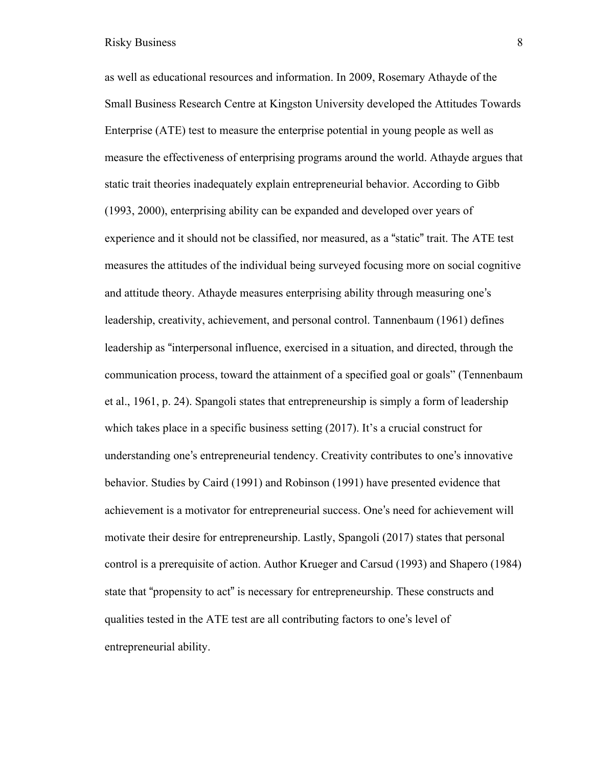as well as educational resources and information. In 2009, Rosemary Athayde of the Small Business Research Centre at Kingston University developed the Attitudes Towards Enterprise (ATE) test to measure the enterprise potential in young people as well as measure the effectiveness of enterprising programs around the world. Athayde argues that static trait theories inadequately explain entrepreneurial behavior. According to Gibb (1993, 2000), enterprising ability can be expanded and developed over years of experience and it should not be classified, nor measured, as a "static" trait. The ATE test measures the attitudes of the individual being surveyed focusing more on social cognitive and attitude theory. Athayde measures enterprising ability through measuring one's leadership, creativity, achievement, and personal control. Tannenbaum (1961) defines leadership as "interpersonal influence, exercised in a situation, and directed, through the communication process, toward the attainment of a specified goal or goals" (Tennenbaum et al., 1961, p. 24). Spangoli states that entrepreneurship is simply a form of leadership which takes place in a specific business setting (2017). It's a crucial construct for understanding one's entrepreneurial tendency. Creativity contributes to one's innovative behavior. Studies by Caird (1991) and Robinson (1991) have presented evidence that achievement is a motivator for entrepreneurial success. One's need for achievement will motivate their desire for entrepreneurship. Lastly, Spangoli (2017) states that personal control is a prerequisite of action. Author Krueger and Carsud (1993) and Shapero (1984) state that "propensity to act" is necessary for entrepreneurship. These constructs and qualities tested in the ATE test are all contributing factors to one's level of entrepreneurial ability.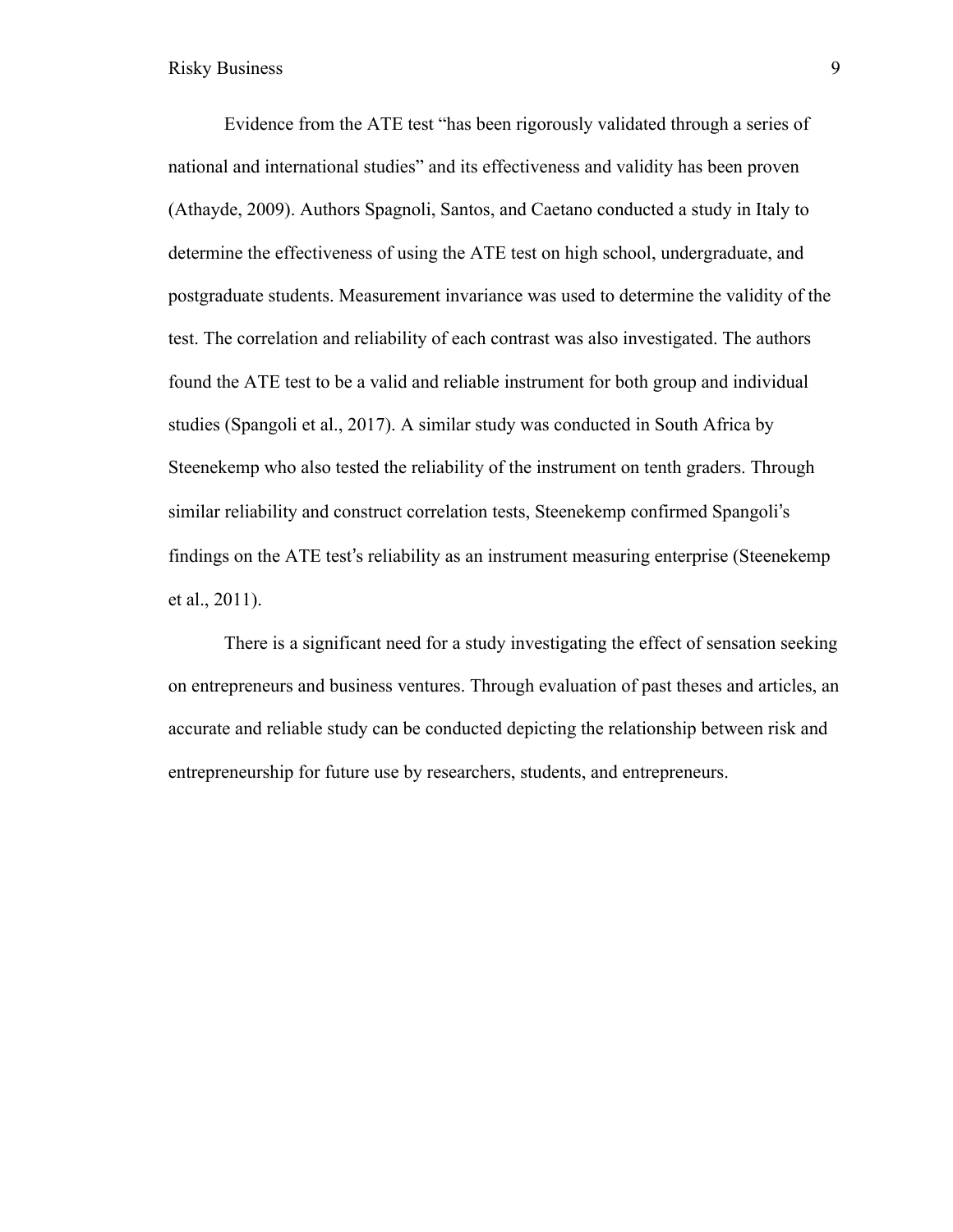Evidence from the ATE test "has been rigorously validated through a series of national and international studies" and its effectiveness and validity has been proven (Athayde, 2009). Authors Spagnoli, Santos, and Caetano conducted a study in Italy to determine the effectiveness of using the ATE test on high school, undergraduate, and postgraduate students. Measurement invariance was used to determine the validity of the test. The correlation and reliability of each contrast was also investigated. The authors found the ATE test to be a valid and reliable instrument for both group and individual studies (Spangoli et al., 2017). A similar study was conducted in South Africa by Steenekemp who also tested the reliability of the instrument on tenth graders. Through similar reliability and construct correlation tests, Steenekemp confirmed Spangoli's findings on the ATE test's reliability as an instrument measuring enterprise (Steenekemp et al., 2011).

There is a significant need for a study investigating the effect of sensation seeking on entrepreneurs and business ventures. Through evaluation of past theses and articles, an accurate and reliable study can be conducted depicting the relationship between risk and entrepreneurship for future use by researchers, students, and entrepreneurs.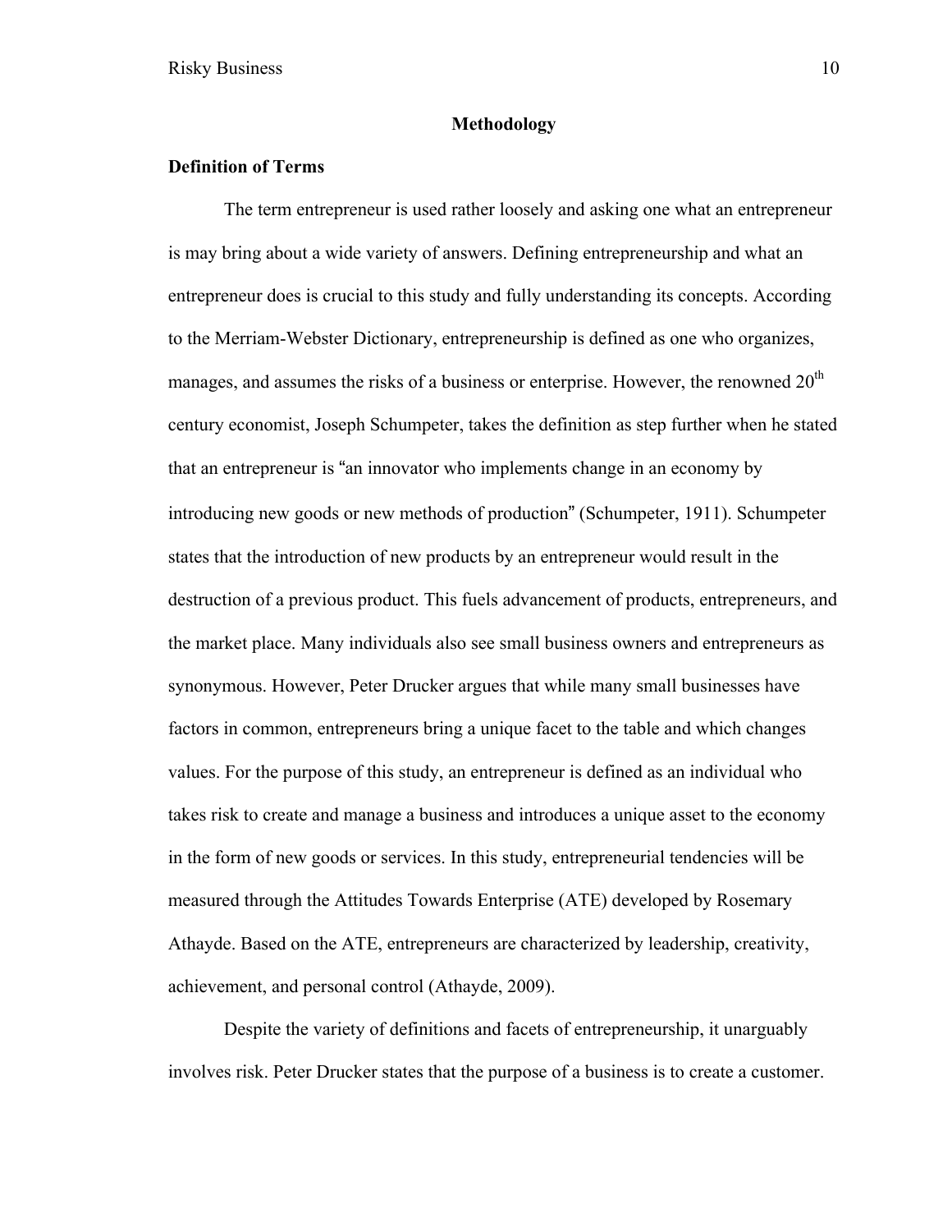## Methodology

### Definition of Terms

The term entrepreneur is used rather loosely and asking one what an entrepreneur is may bring about a wide variety of answers. Defining entrepreneurship and what an entrepreneur does is crucial to this study and fully understanding its concepts. According to the Merriam-Webster Dictionary, entrepreneurship is defined as one who organizes, manages, and assumes the risks of a business or enterprise. However, the renowned 20th century economist, Joseph Schumpeter, takes the definition as step further when he stated that an entrepreneur is "an innovator who implements change in an economy by introducing new goods or new methods of production" (Schumpeter, 1911). Schumpeter states that the introduction of new products by an entrepreneur would result in the destruction of a previous product. This fuels advancement of products, entrepreneurs, and the market place. Many individuals also see small business owners and entrepreneurs as synonymous. However, Peter Drucker argues that while many small businesses have factors in common, entrepreneurs bring a unique facet to the table and which changes values. For the purpose of this study, an entrepreneur is defined as an individual who takes risk to create and manage a business and introduces a unique asset to the economy in the form of new goods or services. In this study, entrepreneurial tendencies will be measured through the Attitudes Towards Enterprise (ATE) developed by Rosemary Athayde. Based on the ATE, entrepreneurs are characterized by leadership, creativity, achievement, and personal control (Athayde, 2009).

Despite the variety of definitions and facets of entrepreneurship, it unarguably involves risk. Peter Drucker states that the purpose of a business is to create a customer.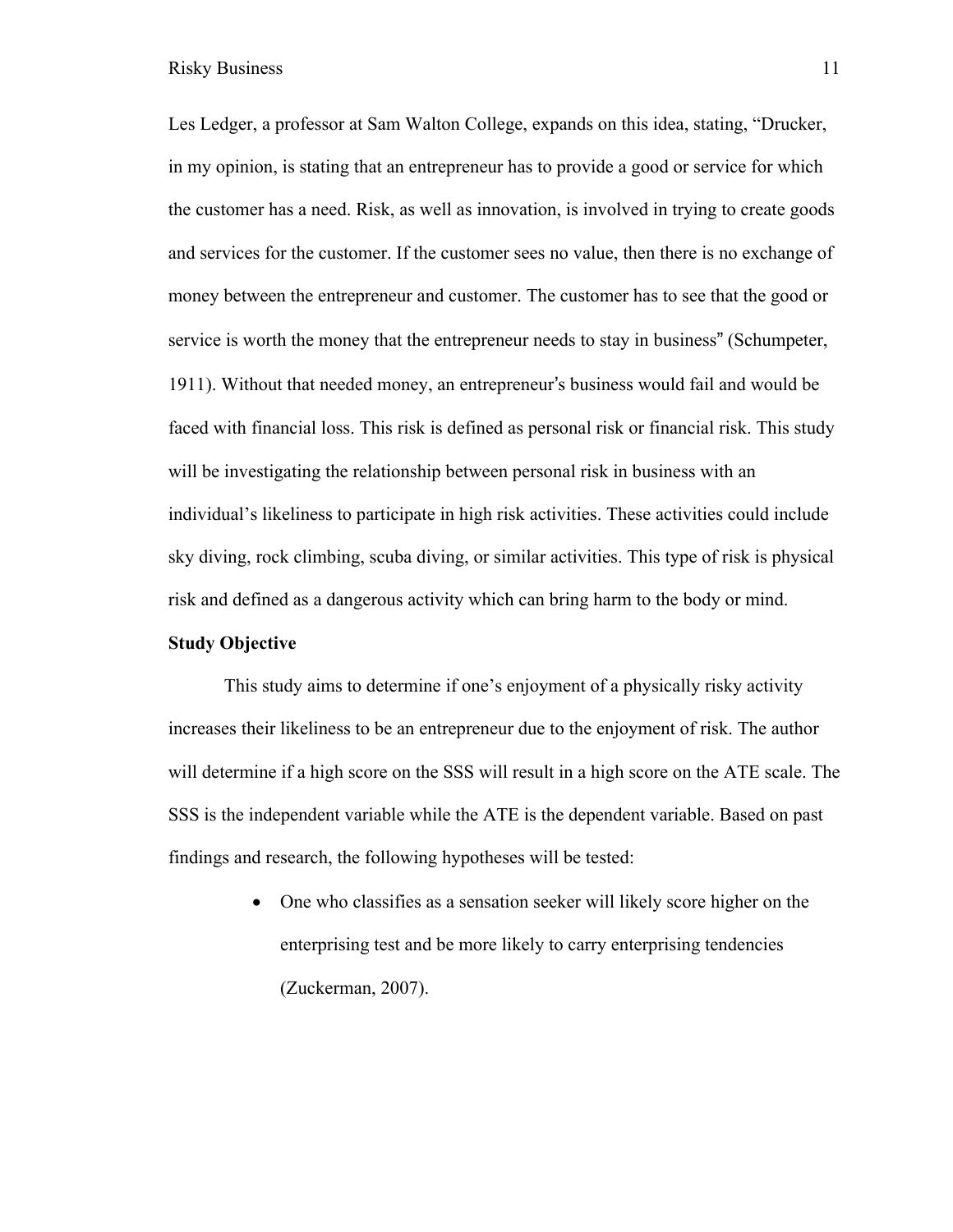Les Ledger, a professor at Sam Walton College, expands on this idea, stating, "Drucker, in my opinion, is stating that an entrepreneur has to provide a good or service for which the customer has a need. Risk, as well as innovation, is involved in trying to create goods and services for the customer. If the customer sees no value, then there is no exchange of money between the entrepreneur and customer. The customer has to see that the good or service is worth the money that the entrepreneur needs to stay in business" (Schumpeter, 1911). Without that needed money, an entrepreneur's business would fail and would be faced with financial loss. This risk is defined as personal risk or financial risk. This study will be investigating the relationship between personal risk in business with an individual's likeliness to participate in high risk activities. These activities could include sky diving, rock climbing, scuba diving, or similar activities. This type of risk is physical risk and defined as a dangerous activity which can bring harm to the body or mind.

**Study Objective**

This study aims to determine if one's enjoyment of a physically risky activity increases their likeliness to be an entrepreneur due to the enjoyment of risk. The author will determine if a high score on the SSS will result in a high score on the ATE scale. The SSS is the independent variable while the ATE is the dependent variable. Based on past findings and research, the following hypotheses will be tested:

- One who classifies as a sensation seeker will likely score higher on the enterprising test and be more likely to carry enterprising tendencies (Zuckerman, 2007).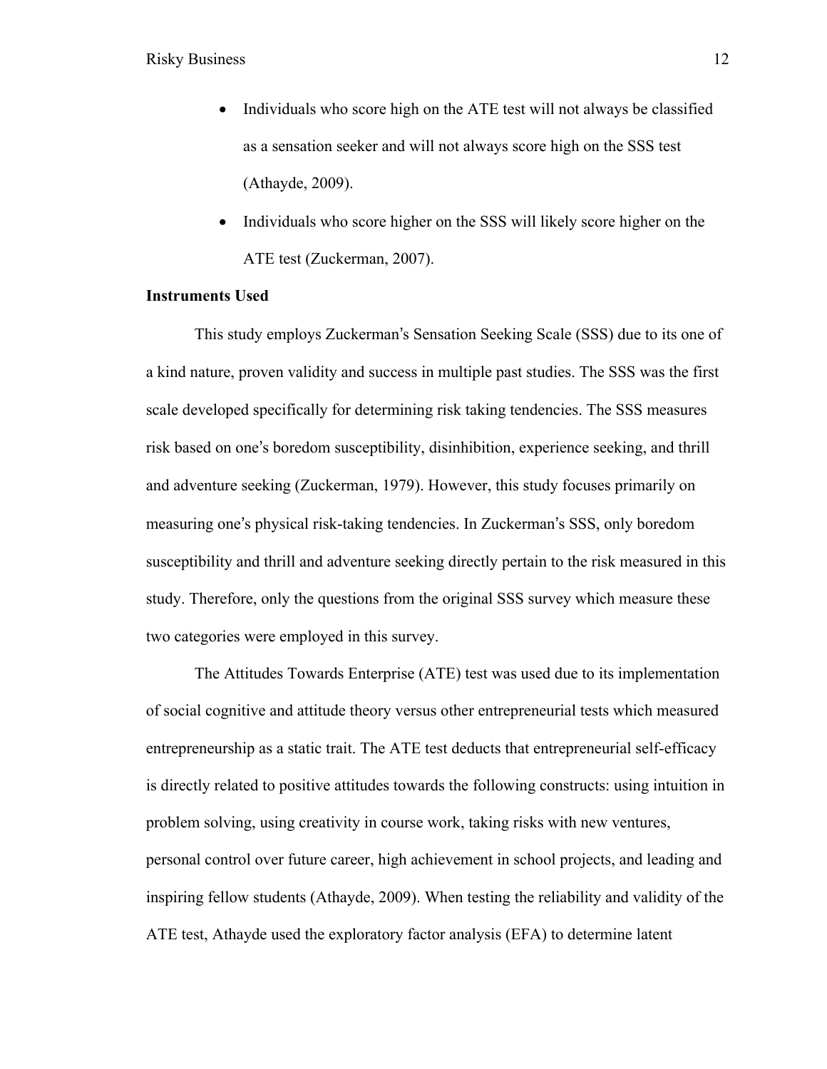- Individuals who score high on the ATE test will not always be classified as a sensation seeker and will not always score high on the SSS test (Athayde, 2009).
- Individuals who score higher on the SSS will likely score higher on the ATE test (Zuckerman, 2007).

**Instruments Used**

This study employs Zuckerman's Sensation Seeking Scale (SSS) due to its one of a kind nature, proven validity and success in multiple past studies. The SSS was the first scale developed specifically for determining risk taking tendencies. The SSS measures risk based on one's boredom susceptibility, disinhibition, experience seeking, and thrill and adventure seeking (Zuckerman, 1979). However, this study focuses primarily on measuring one's physical risk-taking tendencies. In Zuckerman's SSS, only boredom susceptibility and thrill and adventure seeking directly pertain to the risk measured in this study. Therefore, only the questions from the original SSS survey which measure these two categories were employed in this survey.

The Attitudes Towards Enterprise (ATE) test was used due to its implementation of social cognitive and attitude theory versus other entrepreneurial tests which measured entrepreneurship as a static trait. The ATE test deducts that entrepreneurial self-efficacy is directly related to positive attitudes towards the following constructs: using intuition in problem solving, using creativity in course work, taking risks with new ventures, personal control over future career, high achievement in school projects, and leading and inspiring fellow students (Athayde, 2009). When testing the reliability and validity of the ATE test, Athayde used the exploratory factor analysis (EFA) to determine latent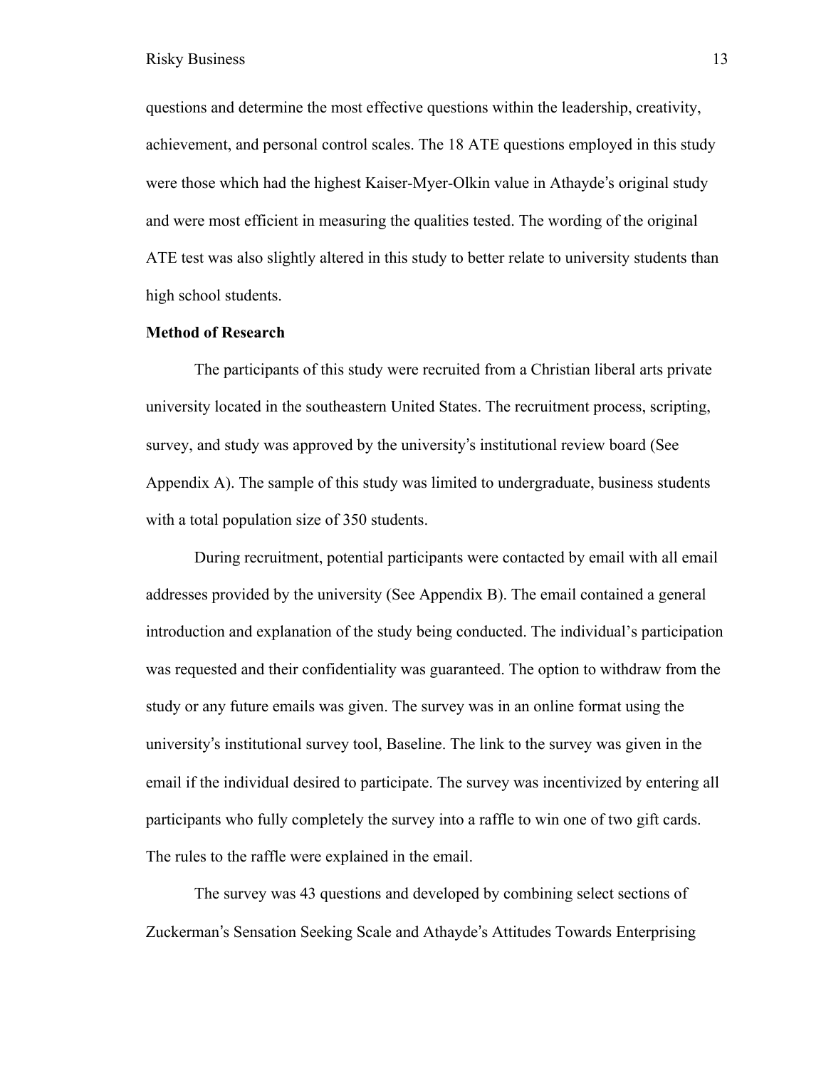questions and determine the most effective questions within the leadership, creativity, achievement, and personal control scales. The 18 ATE questions employed in this study were those which had the highest Kaiser-Myer-Olkin value in Athayde's original study and were most efficient in measuring the qualities tested. The wording of the original ATE test was also slightly altered in this study to better relate to university students than high school students.

**Method of Research**

The participants of this study were recruited from a Christian liberal arts private university located in the southeastern United States. The recruitment process, scripting, survey, and study was approved by the university's institutional review board (See Appendix A). The sample of this study was limited to undergraduate, business students with a total population size of 350 students.

During recruitment, potential participants were contacted by email with all email addresses provided by the university (See Appendix B). The email contained a general introduction and explanation of the study being conducted. The individual's participation was requested and their confidentiality was guaranteed. The option to withdraw from the study or any future emails was given. The survey was in an online format using the university's institutional survey tool, Baseline. The link to the survey was given in the email if the individual desired to participate. The survey was incentivized by entering all participants who fully completely the survey into a raffle to win one of two gift cards. The rules to the raffle were explained in the email.

The survey was 43 questions and developed by combining select sections of Zuckerman's Sensation Seeking Scale and Athayde's Attitudes Towards Enterprising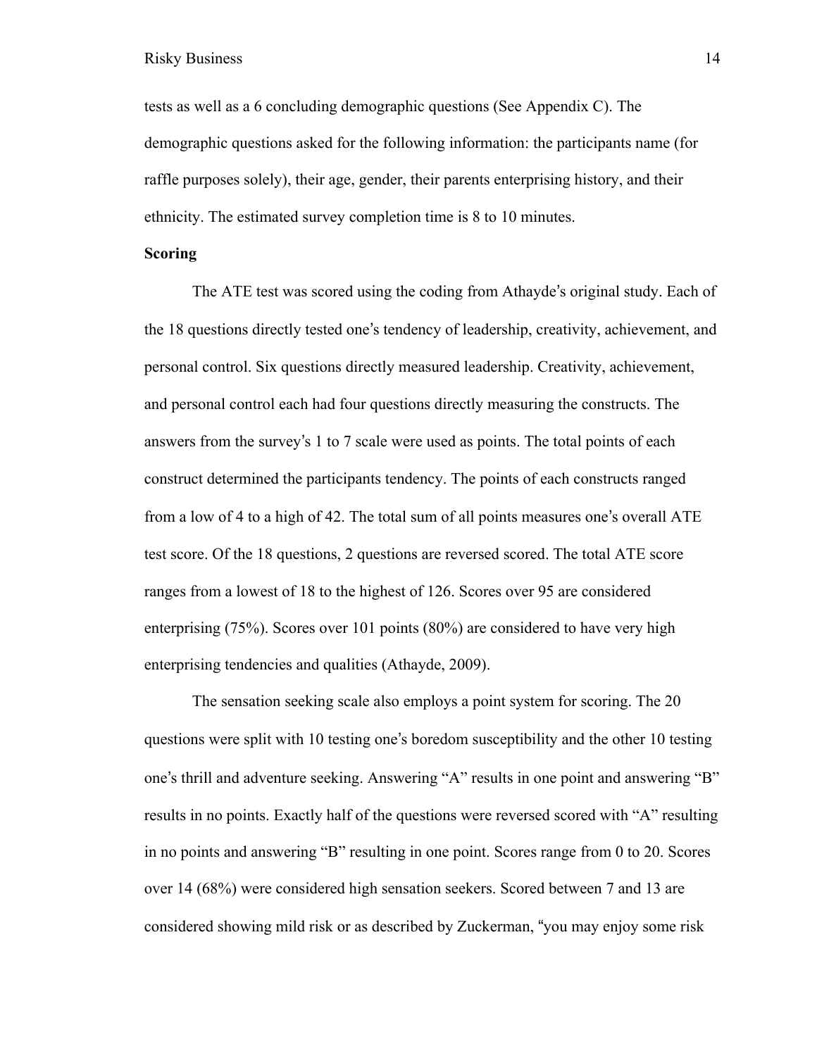tests as well as a 6 concluding demographic questions (See Appendix C). The demographic questions asked for the following information: the participants name (for raffle purposes solely), their age, gender, their parents enterprising history, and their ethnicity. The estimated survey completion time is 8 to 10 minutes.

**Scoring**

The ATE test was scored using the coding from Athayde's original study. Each of the 18 questions directly tested one's tendency of leadership, creativity, achievement, and personal control. Six questions directly measured leadership. Creativity, achievement, and personal control each had four questions directly measuring the constructs. The answers from the survey's 1 to 7 scale were used as points. The total points of each construct determined the participants tendency. The points of each constructs ranged from a low of 4 to a high of 42. The total sum of all points measures one's overall ATE test score. Of the 18 questions, 2 questions are reversed scored. The total ATE score ranges from a lowest of 18 to the highest of 126. Scores over 95 are considered enterprising (75%). Scores over 101 points (80%) are considered to have very high enterprising tendencies and qualities (Athayde, 2009).

The sensation seeking scale also employs a point system for scoring. The 20 questions were split with 10 testing one's boredom susceptibility and the other 10 testing one's thrill and adventure seeking. Answering "A" results in one point and answering "B" results in no points. Exactly half of the questions were reversed scored with "A" resulting in no points and answering "B" resulting in one point. Scores range from 0 to 20. Scores over 14 (68%) were considered high sensation seekers. Scored between 7 and 13 are considered showing mild risk or as described by Zuckerman, "you may enjoy some risk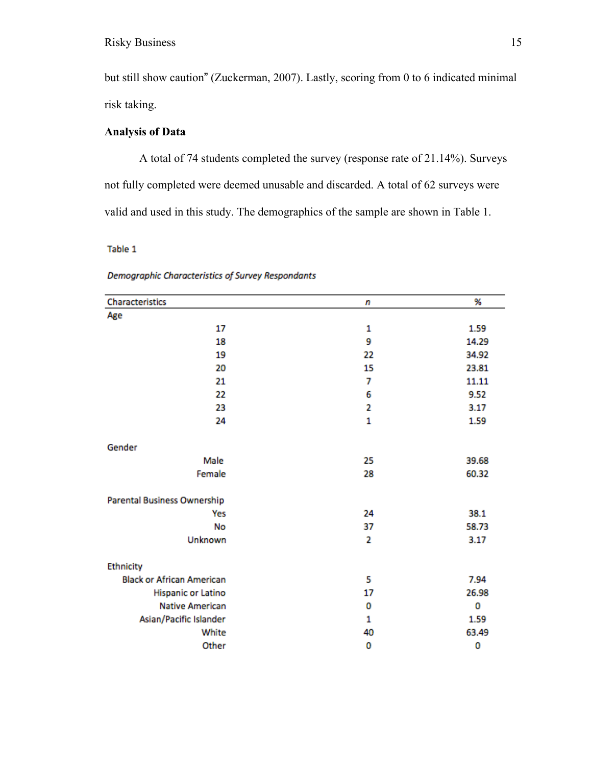but still show caution" (Zuckerman, 2007). Lastly, scoring from 0 to 6 indicated minimal risk taking.

**Analysis of Data**

A total of 74 students completed the survey (response rate of 21.14%). Surveys not fully completed were deemed unusable and discarded. A total of 62 surveys were valid and used in this study. The demographics of the sample are shown in Table 1.

Table 1

*Demographic Characteristics of Survey Respondants*

| Characteristics | *n* | % |
|---|---|---|
| Age | | |
| 17 | 1 | 1.59 |
| 18 | 9 | 14.29 |
| 19 | 22 | 34.92 |
| 20 | 15 | 23.81 |
| 21 | 7 | 11.11 |
| 22 | 6 | 9.52 |
| 23 | 2 | 3.17 |
| 24 | 1 | 1.59 |
| Gender | | |
| Male | 25 | 39.68 |
| Female | 28 | 60.32 |
| Parental Business Ownership | | |
| Yes | 24 | 38.1 |
| No | 37 | 58.73 |
| Unknown | 2 | 3.17 |
| Ethnicity | | |
| Black or African American | 5 | 7.94 |
| Hispanic or Latino | 17 | 26.98 |
| Native American | 0 | 0 |
| Asian/Pacific Islander | 1 | 1.59 |
| White | 40 | 63.49 |
| Other | 0 | 0 |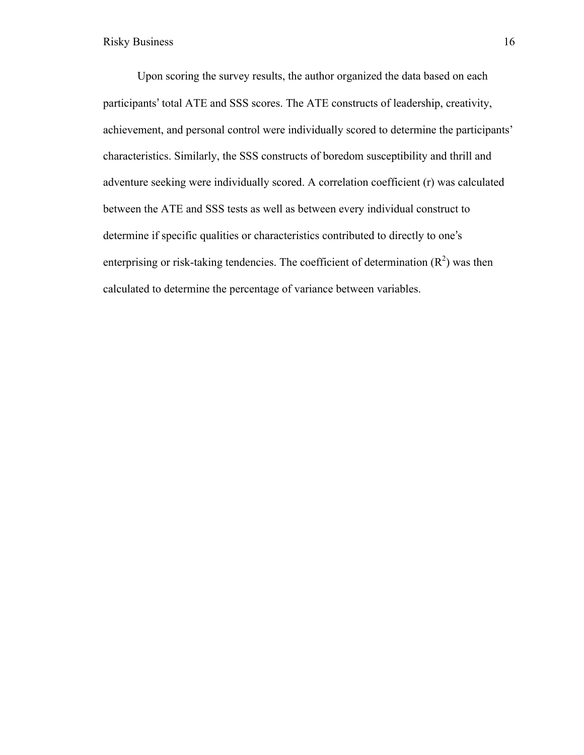Upon scoring the survey results, the author organized the data based on each participants' total ATE and SSS scores. The ATE constructs of leadership, creativity, achievement, and personal control were individually scored to determine the participants' characteristics. Similarly, the SSS constructs of boredom susceptibility and thrill and adventure seeking were individually scored. A correlation coefficient (r) was calculated between the ATE and SSS tests as well as between every individual construct to determine if specific qualities or characteristics contributed to directly to one's enterprising or risk-taking tendencies. The coefficient of determination ($R^2$) was then calculated to determine the percentage of variance between variables.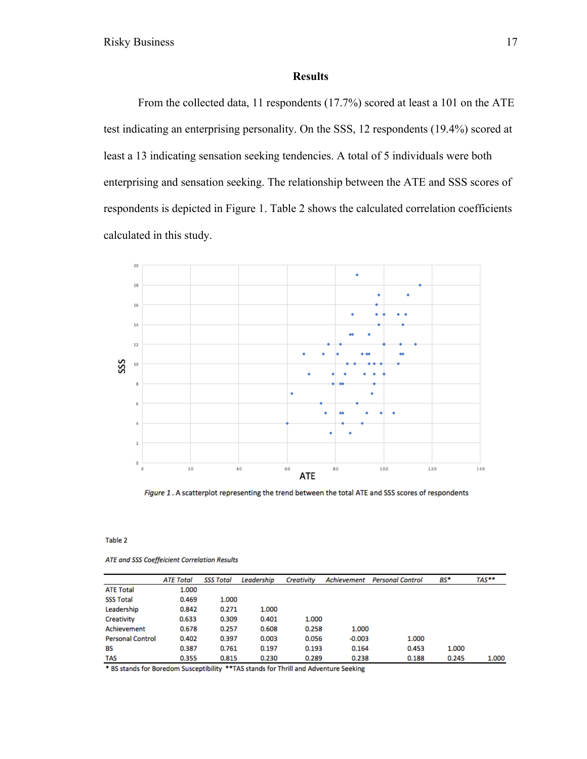## Results

From the collected data, 11 respondents (17.7%) scored at least a 101 on the ATE test indicating an enterprising personality. On the SSS, 12 respondents (19.4%) scored at least a 13 indicating sensation seeking tendencies. A total of 5 individuals were both enterprising and sensation seeking. The relationship between the ATE and SSS scores of respondents is depicted in Figure 1. Table 2 shows the calculated correlation coefficients calculated in this study.

*Figure 1* . A scatterplot representing the trend between the total ATE and SSS scores of respondents

Table 2

*ATE and SSS Coeffeicient Correlation Results*

| | *ATE Total* | *SSS Total* | *Leadership* | *Creativity* | *Achievement* | *Personal Control* | *BS** | *TAS*** |
|---|---|---|---|---|---|---|---|---|
| ATE Total | 1.000 | | | | | | | |
| SSS Total | 0.469 | 1.000 | | | | | | |
| Leadership | 0.842 | 0.271 | 1.000 | | | | | |
| Creativity | 0.633 | 0.309 | 0.401 | 1.000 | | | | |
| Achievement | 0.678 | 0.257 | 0.608 | 0.258 | 1.000 | | | |
| Personal Control | 0.402 | 0.397 | 0.003 | 0.056 | -0.003 | 1.000 | | |
| BS | 0.387 | 0.761 | 0.197 | 0.193 | 0.164 | 0.453 | 1.000 | |
| TAS | 0.355 | 0.815 | 0.230 | 0.289 | 0.238 | 0.188 | 0.245 | 1.000 |

* BS stands for Boredom Susceptibility **TAS stands for Thrill and Adventure Seeking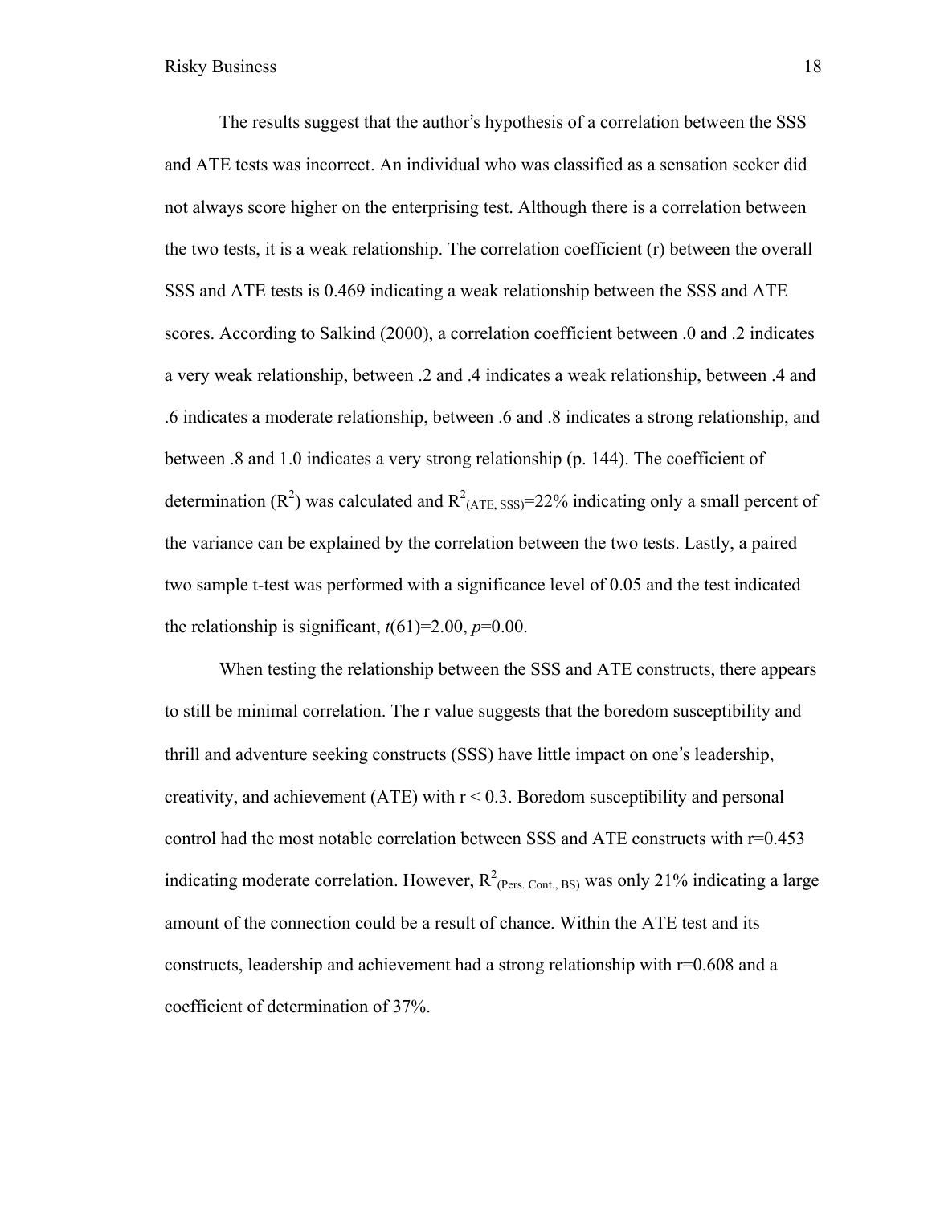The results suggest that the author's hypothesis of a correlation between the SSS and ATE tests was incorrect. An individual who was classified as a sensation seeker did not always score higher on the enterprising test. Although there is a correlation between the two tests, it is a weak relationship. The correlation coefficient (r) between the overall SSS and ATE tests is 0.469 indicating a weak relationship between the SSS and ATE scores. According to Salkind (2000), a correlation coefficient between .0 and .2 indicates a very weak relationship, between .2 and .4 indicates a weak relationship, between .4 and .6 indicates a moderate relationship, between .6 and .8 indicates a strong relationship, and between .8 and 1.0 indicates a very strong relationship (p. 144). The coefficient of determination ($R^2$) was calculated and $R^2_{(ATE, SSS)}$=22% indicating only a small percent of the variance can be explained by the correlation between the two tests. Lastly, a paired two sample t-test was performed with a significance level of 0.05 and the test indicated the relationship is significant, $t(61)=2.00$, $p=0.00$.

When testing the relationship between the SSS and ATE constructs, there appears to still be minimal correlation. The r value suggests that the boredom susceptibility and thrill and adventure seeking constructs (SSS) have little impact on one's leadership, creativity, and achievement (ATE) with $r < 0.3$. Boredom susceptibility and personal control had the most notable correlation between SSS and ATE constructs with r=0.453 indicating moderate correlation. However, $R^2_{(Pers. Cont., BS)}$ was only 21% indicating a large amount of the connection could be a result of chance. Within the ATE test and its constructs, leadership and achievement had a strong relationship with r=0.608 and a coefficient of determination of 37%.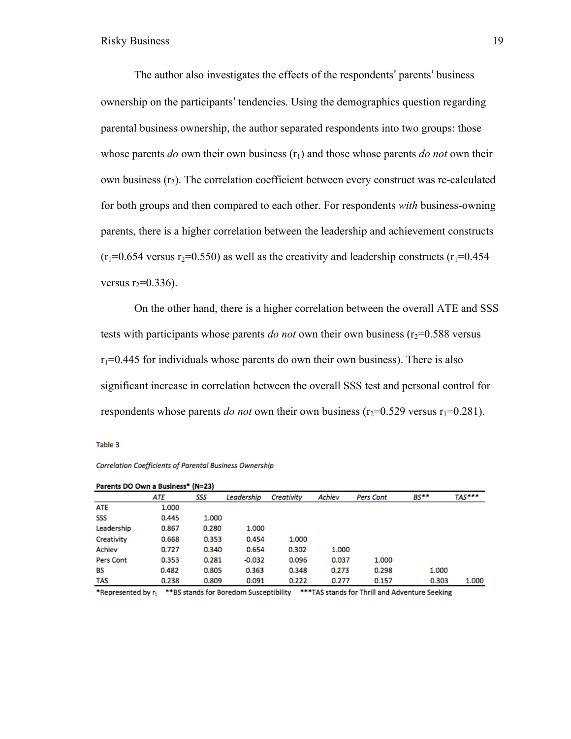The author also investigates the effects of the respondents' parents' business ownership on the participants' tendencies. Using the demographics question regarding parental business ownership, the author separated respondents into two groups: those whose parents *do* own their own business ($r_1$) and those whose parents *do not* own their own business ($r_2$). The correlation coefficient between every construct was re-calculated for both groups and then compared to each other. For respondents *with* business-owning parents, there is a higher correlation between the leadership and achievement constructs ($r_1$=0.654 versus $r_2$=0.550) as well as the creativity and leadership constructs ($r_1$=0.454 versus $r_2$=0.336).

On the other hand, there is a higher correlation between the overall ATE and SSS tests with participants whose parents *do not* own their own business ($r_2$=0.588 versus $r_1$=0.445 for individuals whose parents do own their own business). There is also significant increase in correlation between the overall SSS test and personal control for respondents whose parents *do not* own their own business ($r_2$=0.529 versus $r_1$=0.281).

Table 3

*Correlation Coefficients of Parental Business Ownership*

**Parents DO Own a Business* (N=23)**

| | *ATE* | *SSS* | *Leadership* | *Creativity* | *Achiev* | *Pers Cont* | *BS*** | *TAS**** |
|---|---|---|---|---|---|---|---|---|
| ATE | 1.000 | | | | | | | |
| SSS | 0.445 | 1.000 | | | | | | |
| Leadership | 0.867 | 0.280 | 1.000 | | | | | |
| Creativity | 0.668 | 0.353 | 0.454 | 1.000 | | | | |
| Achiev | 0.727 | 0.340 | 0.654 | 0.302 | 1.000 | | | |
| Pers Cont | 0.353 | 0.281 | -0.032 | 0.096 | 0.037 | 1.000 | | |
| BS | 0.482 | 0.805 | 0.363 | 0.348 | 0.273 | 0.298 | 1.000 | |
| TAS | 0.238 | 0.809 | 0.091 | 0.222 | 0.277 | 0.157 | 0.303 | 1.000 |

*Represented by $r_1$ **BS stands for Boredom Susceptibility ***TAS stands for Thrill and Adventure Seeking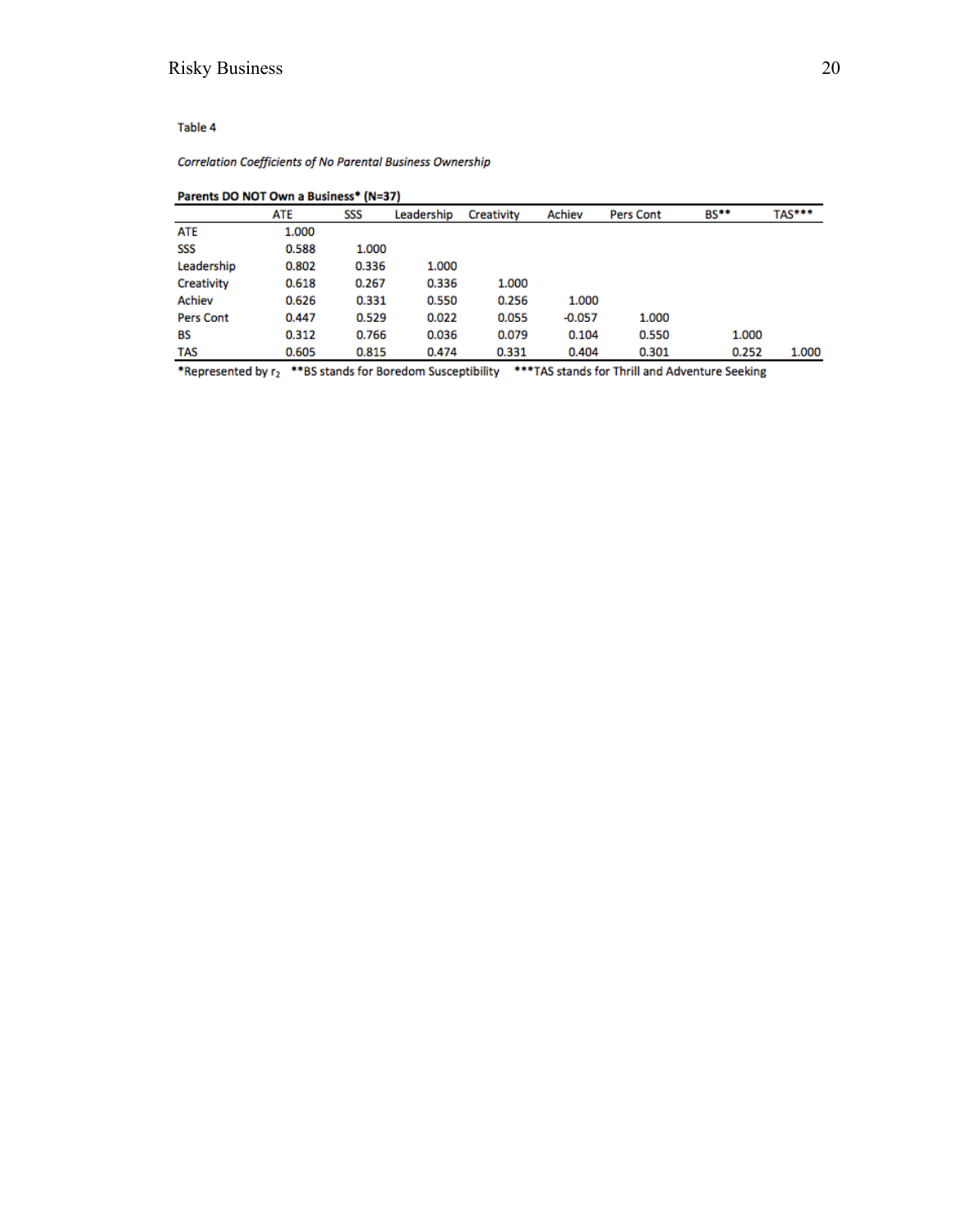Table 4

*Correlation Coefficients of No Parental Business Ownership*

**Parents DO NOT Own a Business* (N=37)**

| | ATE | SSS | Leadership | Creativity | Achiev | Pers Cont | BS** | TAS*** |
|---|---|---|---|---|---|---|---|---|
| ATE | 1.000 | | | | | | | |
| SSS | 0.588 | 1.000 | | | | | | |
| Leadership | 0.802 | 0.336 | 1.000 | | | | | |
| Creativity | 0.618 | 0.267 | 0.336 | 1.000 | | | | |
| Achiev | 0.626 | 0.331 | 0.550 | 0.256 | 1.000 | | | |
| Pers Cont | 0.447 | 0.529 | 0.022 | 0.055 | -0.057 | 1.000 | | |
| BS | 0.312 | 0.766 | 0.036 | 0.079 | 0.104 | 0.550 | 1.000 | |
| TAS | 0.605 | 0.815 | 0.474 | 0.331 | 0.404 | 0.301 | 0.252 | 1.000 |

*Represented by $r_2$ **BS stands for Boredom Susceptibility ***TAS stands for Thrill and Adventure Seeking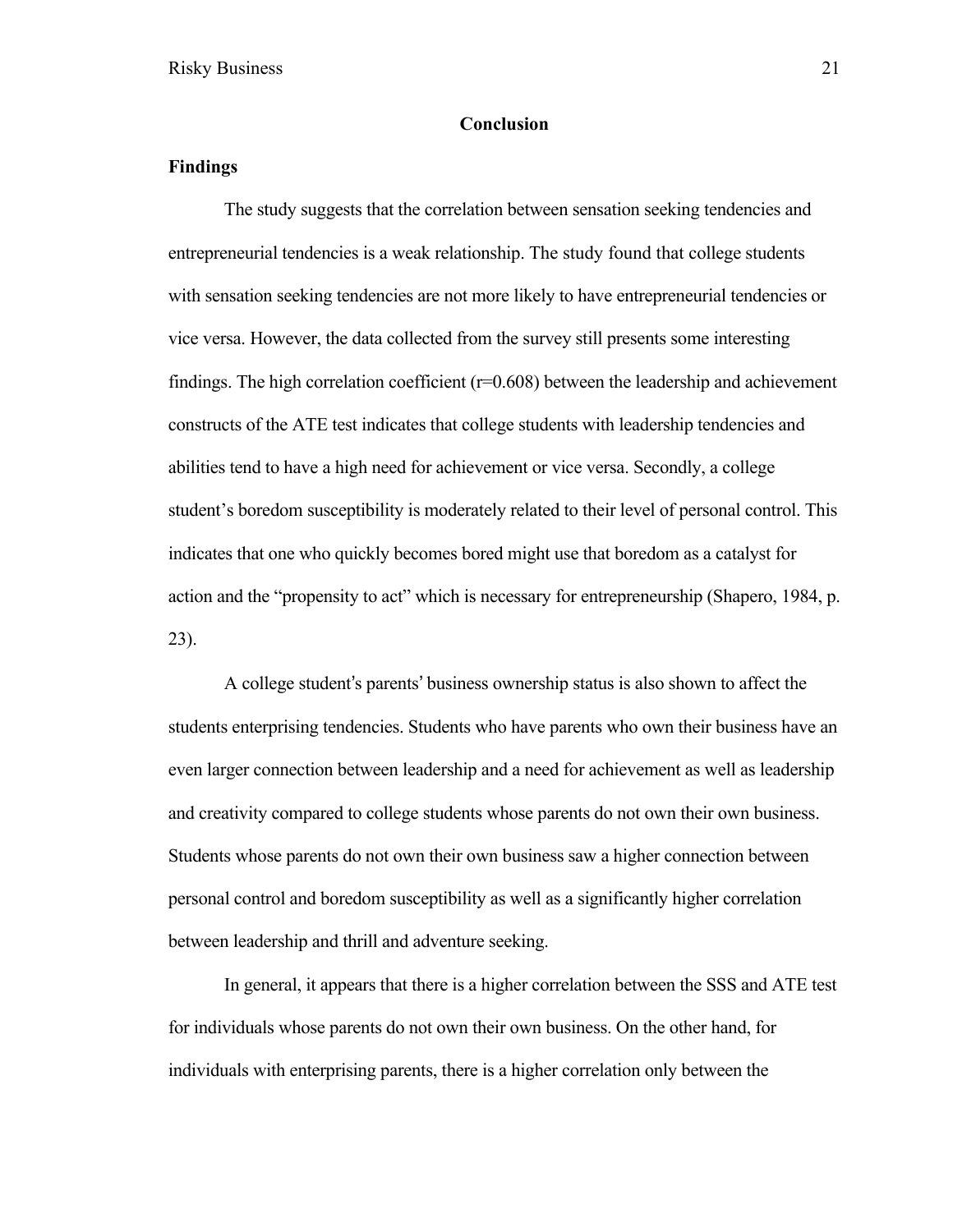## Conclusion

### Findings

The study suggests that the correlation between sensation seeking tendencies and entrepreneurial tendencies is a weak relationship. The study found that college students with sensation seeking tendencies are not more likely to have entrepreneurial tendencies or vice versa. However, the data collected from the survey still presents some interesting findings. The high correlation coefficient ($r=0.608$) between the leadership and achievement constructs of the ATE test indicates that college students with leadership tendencies and abilities tend to have a high need for achievement or vice versa. Secondly, a college student's boredom susceptibility is moderately related to their level of personal control. This indicates that one who quickly becomes bored might use that boredom as a catalyst for action and the "propensity to act" which is necessary for entrepreneurship (Shapero, 1984, p. 23).

A college student's parents' business ownership status is also shown to affect the students enterprising tendencies. Students who have parents who own their business have an even larger connection between leadership and a need for achievement as well as leadership and creativity compared to college students whose parents do not own their own business. Students whose parents do not own their own business saw a higher connection between personal control and boredom susceptibility as well as a significantly higher correlation between leadership and thrill and adventure seeking.

In general, it appears that there is a higher correlation between the SSS and ATE test for individuals whose parents do not own their own business. On the other hand, for individuals with enterprising parents, there is a higher correlation only between the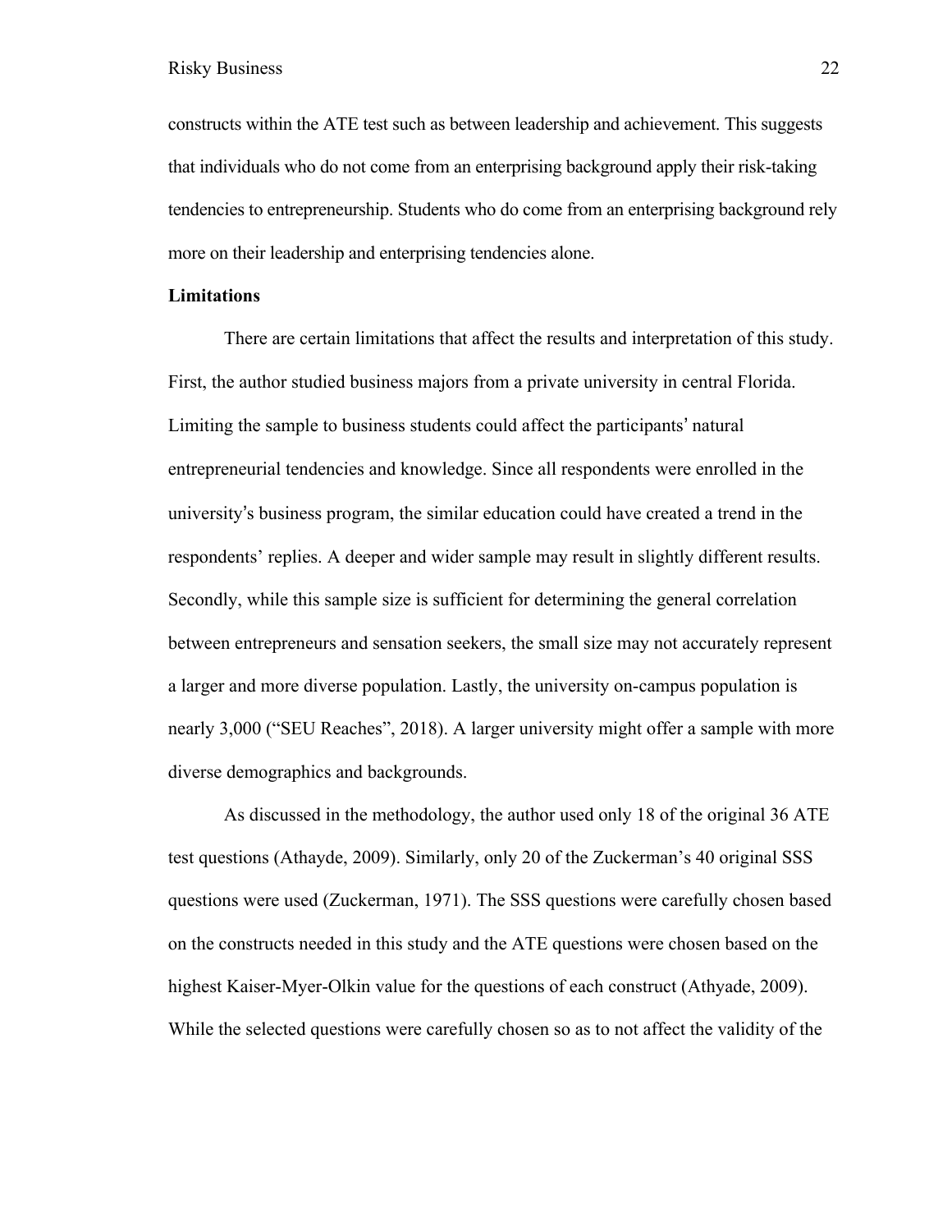constructs within the ATE test such as between leadership and achievement. This suggests that individuals who do not come from an enterprising background apply their risk-taking tendencies to entrepreneurship. Students who do come from an enterprising background rely more on their leadership and enterprising tendencies alone.

**Limitations**

There are certain limitations that affect the results and interpretation of this study. First, the author studied business majors from a private university in central Florida. Limiting the sample to business students could affect the participants' natural entrepreneurial tendencies and knowledge. Since all respondents were enrolled in the university's business program, the similar education could have created a trend in the respondents' replies. A deeper and wider sample may result in slightly different results. Secondly, while this sample size is sufficient for determining the general correlation between entrepreneurs and sensation seekers, the small size may not accurately represent a larger and more diverse population. Lastly, the university on-campus population is nearly 3,000 ("SEU Reaches", 2018). A larger university might offer a sample with more diverse demographics and backgrounds.

As discussed in the methodology, the author used only 18 of the original 36 ATE test questions (Athayde, 2009). Similarly, only 20 of the Zuckerman's 40 original SSS questions were used (Zuckerman, 1971). The SSS questions were carefully chosen based on the constructs needed in this study and the ATE questions were chosen based on the highest Kaiser-Myer-Olkin value for the questions of each construct (Athyade, 2009). While the selected questions were carefully chosen so as to not affect the validity of the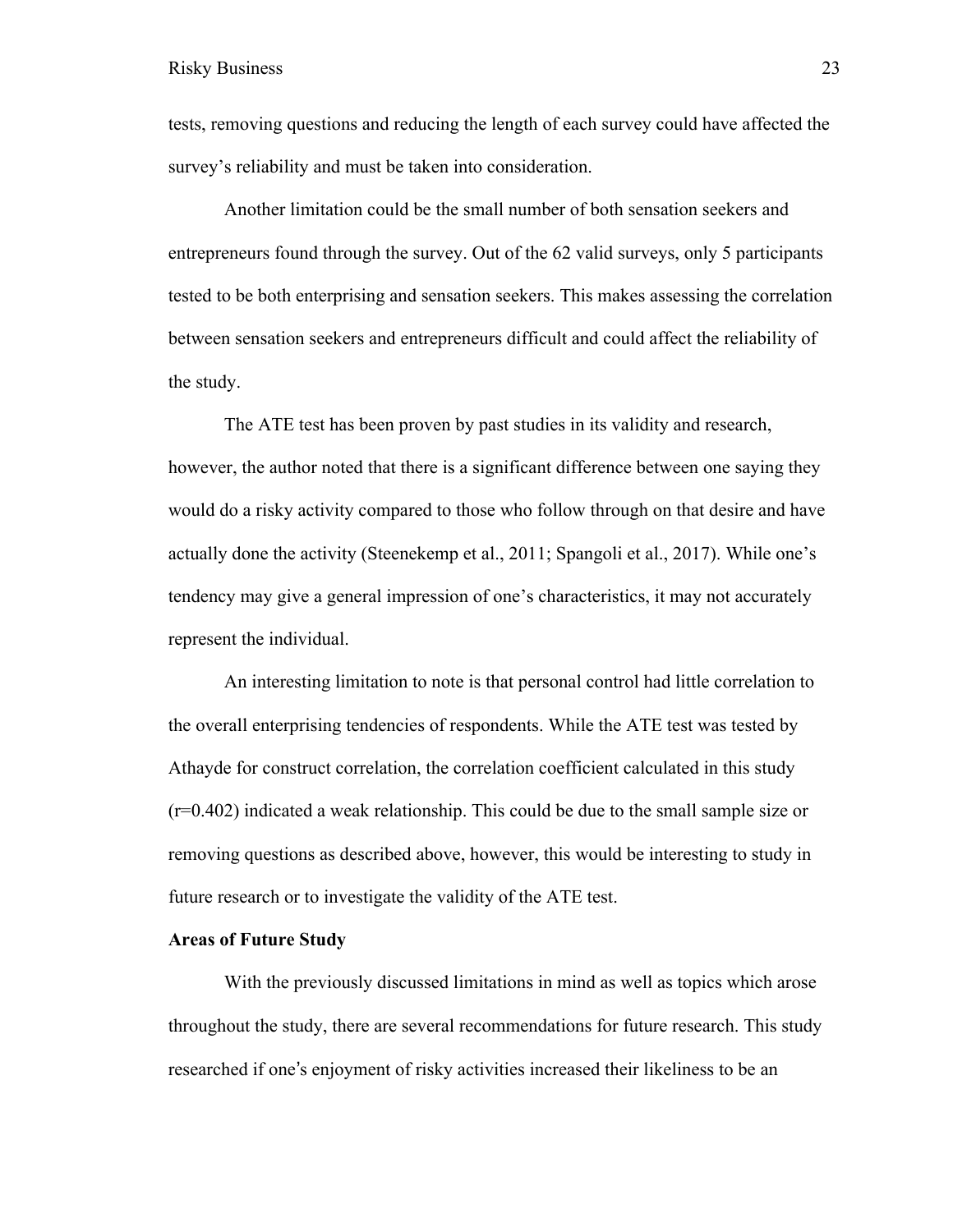tests, removing questions and reducing the length of each survey could have affected the survey's reliability and must be taken into consideration.

Another limitation could be the small number of both sensation seekers and entrepreneurs found through the survey. Out of the 62 valid surveys, only 5 participants tested to be both enterprising and sensation seekers. This makes assessing the correlation between sensation seekers and entrepreneurs difficult and could affect the reliability of the study.

The ATE test has been proven by past studies in its validity and research, however, the author noted that there is a significant difference between one saying they would do a risky activity compared to those who follow through on that desire and have actually done the activity (Steenekemp et al., 2011; Spangoli et al., 2017). While one's tendency may give a general impression of one's characteristics, it may not accurately represent the individual.

An interesting limitation to note is that personal control had little correlation to the overall enterprising tendencies of respondents. While the ATE test was tested by Athayde for construct correlation, the correlation coefficient calculated in this study ($r=0.402$) indicated a weak relationship. This could be due to the small sample size or removing questions as described above, however, this would be interesting to study in future research or to investigate the validity of the ATE test.

**Areas of Future Study**

With the previously discussed limitations in mind as well as topics which arose throughout the study, there are several recommendations for future research. This study researched if one's enjoyment of risky activities increased their likeliness to be an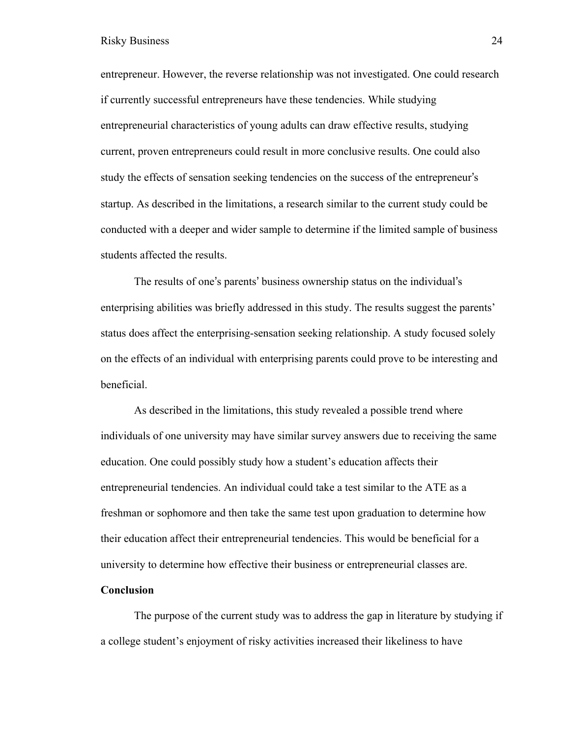entrepreneur. However, the reverse relationship was not investigated. One could research if currently successful entrepreneurs have these tendencies. While studying entrepreneurial characteristics of young adults can draw effective results, studying current, proven entrepreneurs could result in more conclusive results. One could also study the effects of sensation seeking tendencies on the success of the entrepreneur's startup. As described in the limitations, a research similar to the current study could be conducted with a deeper and wider sample to determine if the limited sample of business students affected the results.

The results of one's parents' business ownership status on the individual's enterprising abilities was briefly addressed in this study. The results suggest the parents' status does affect the enterprising-sensation seeking relationship. A study focused solely on the effects of an individual with enterprising parents could prove to be interesting and beneficial.

As described in the limitations, this study revealed a possible trend where individuals of one university may have similar survey answers due to receiving the same education. One could possibly study how a student's education affects their entrepreneurial tendencies. An individual could take a test similar to the ATE as a freshman or sophomore and then take the same test upon graduation to determine how their education affect their entrepreneurial tendencies. This would be beneficial for a university to determine how effective their business or entrepreneurial classes are.

**Conclusion**

The purpose of the current study was to address the gap in literature by studying if a college student's enjoyment of risky activities increased their likeliness to have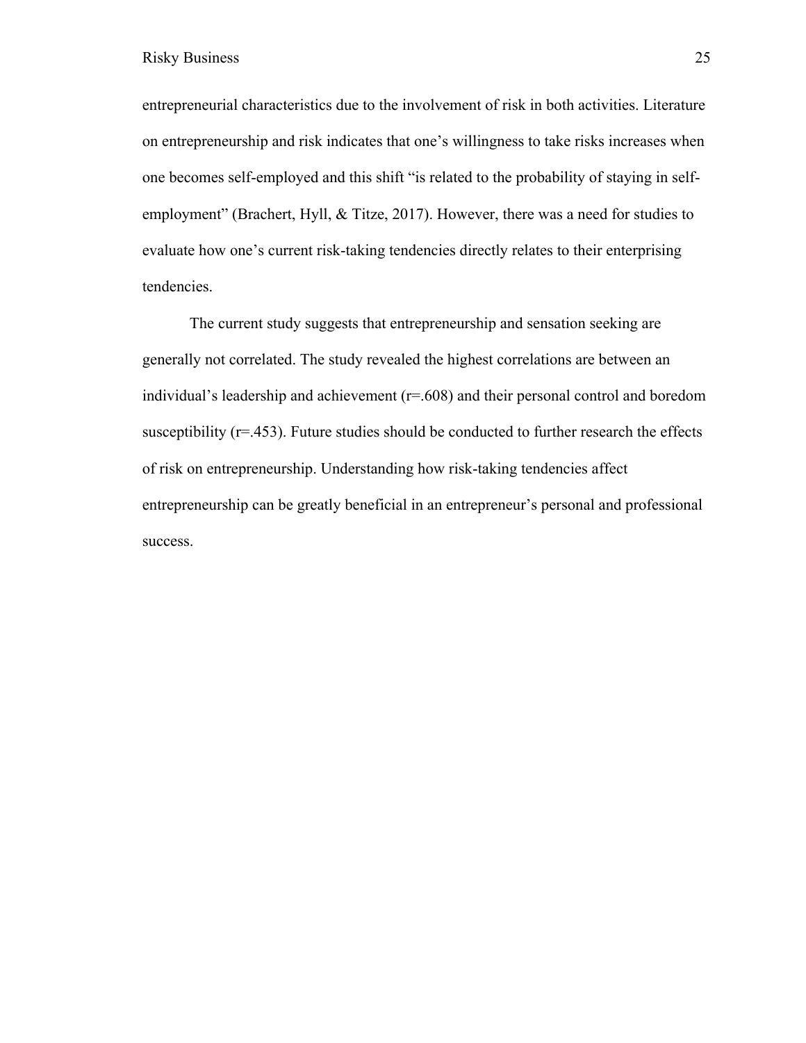entrepreneurial characteristics due to the involvement of risk in both activities. Literature on entrepreneurship and risk indicates that one's willingness to take risks increases when one becomes self-employed and this shift "is related to the probability of staying in self-employment" (Brachert, Hyll, & Titze, 2017). However, there was a need for studies to evaluate how one's current risk-taking tendencies directly relates to their enterprising tendencies.

The current study suggests that entrepreneurship and sensation seeking are generally not correlated. The study revealed the highest correlations are between an individual's leadership and achievement (r=.608) and their personal control and boredom susceptibility (r=.453). Future studies should be conducted to further research the effects of risk on entrepreneurship. Understanding how risk-taking tendencies affect entrepreneurship can be greatly beneficial in an entrepreneur's personal and professional success.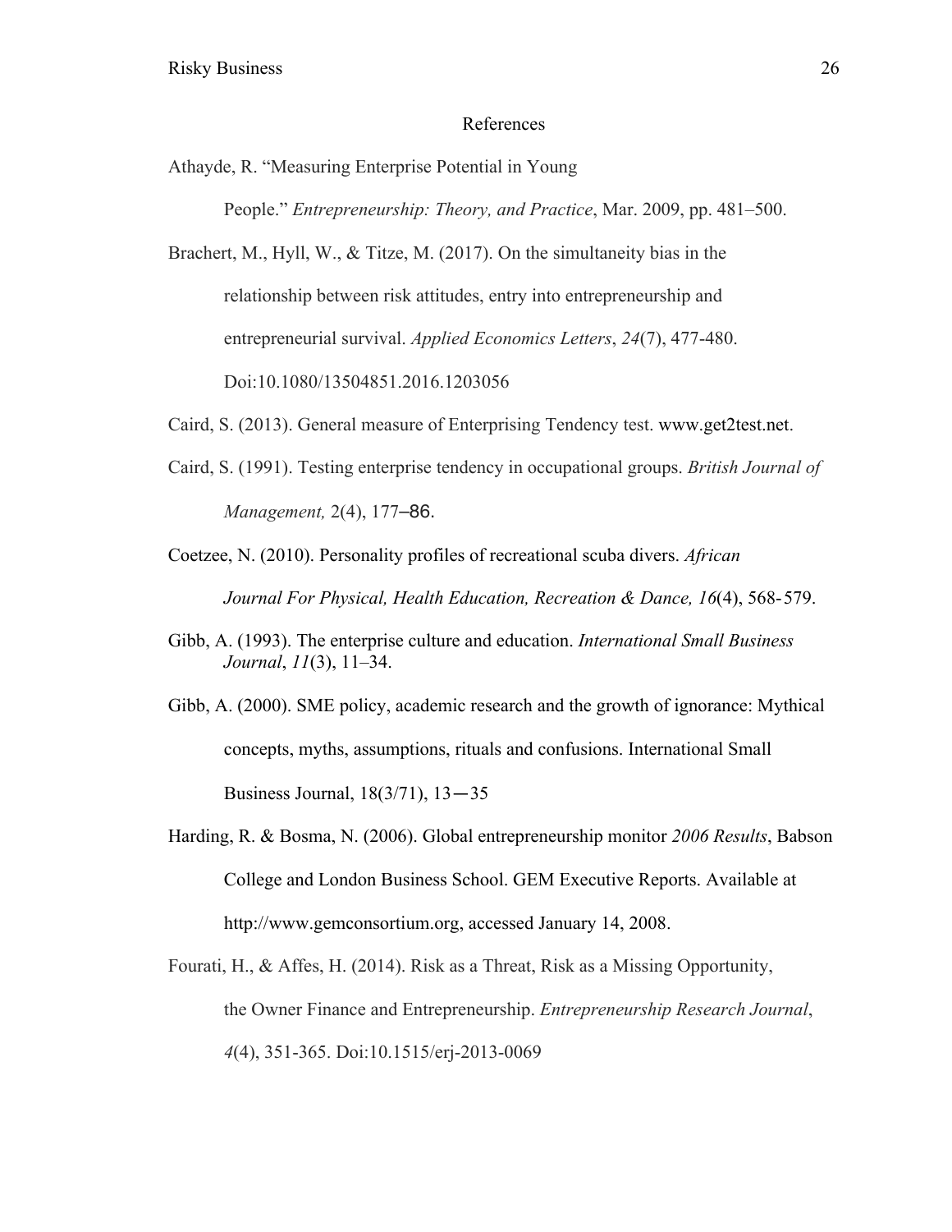# References

Athayde, R. “Measuring Enterprise Potential in Young People.” *Entrepreneurship: Theory, and Practice*, Mar. 2009, pp. 481–500.

Brachert, M., Hyll, W., & Titze, M. (2017). On the simultaneity bias in the relationship between risk attitudes, entry into entrepreneurship and entrepreneurial survival. *Applied Economics Letters*, *24*(7), 477-480. Doi:10.1080/13504851.2016.1203056

Caird, S. (2013). General measure of Enterprising Tendency test. www.get2test.net.

Caird, S. (1991). Testing enterprise tendency in occupational groups. *British Journal of Management,* 2(4), 177–86.

Coetzee, N. (2010). Personality profiles of recreational scuba divers. *African Journal For Physical, Health Education, Recreation & Dance, 16*(4), 568-579.

Gibb, A. (1993). The enterprise culture and education. *International Small Business Journal*, *11*(3), 11–34.

Gibb, A. (2000). SME policy, academic research and the growth of ignorance: Mythical concepts, myths, assumptions, rituals and confusions. International Small Business Journal, 18(3/71), 13—35

Harding, R. & Bosma, N. (2006). Global entrepreneurship monitor *2006 Results*, Babson College and London Business School. GEM Executive Reports. Available at http://www.gemconsortium.org, accessed January 14, 2008.

Fourati, H., & Affes, H. (2014). Risk as a Threat, Risk as a Missing Opportunity, the Owner Finance and Entrepreneurship. *Entrepreneurship Research Journal*, *4*(4), 351-365. Doi:10.1515/erj-2013-0069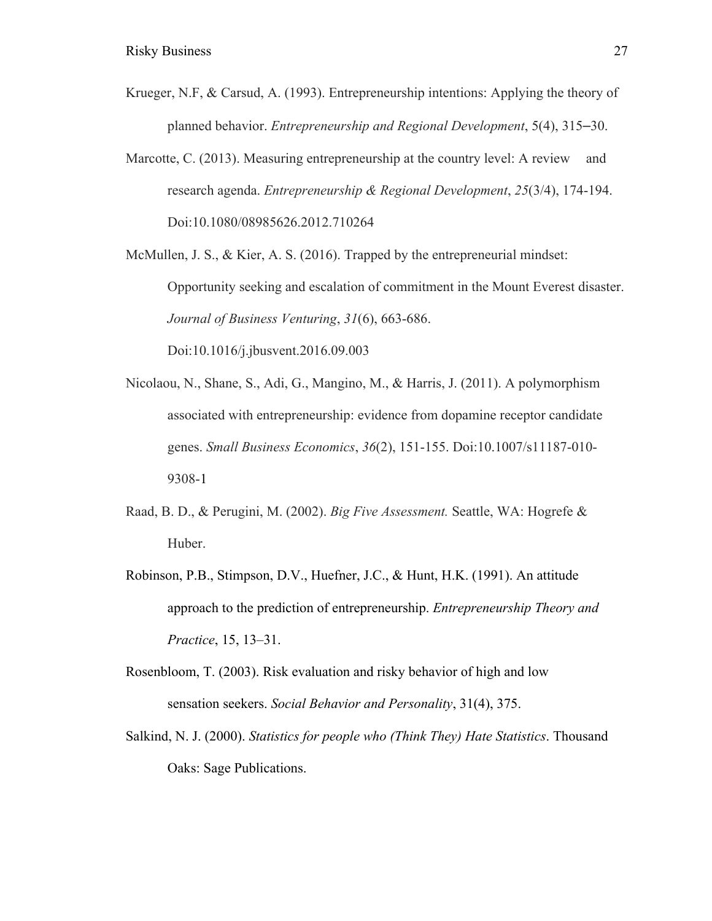Krueger, N.F, & Carsud, A. (1993). Entrepreneurship intentions: Applying the theory of planned behavior. *Entrepreneurship and Regional Development*, 5(4), 315–30.

Marcotte, C. (2013). Measuring entrepreneurship at the country level: A review and research agenda. *Entrepreneurship & Regional Development*, *25*(3/4), 174-194. Doi:10.1080/08985626.2012.710264

McMullen, J. S., & Kier, A. S. (2016). Trapped by the entrepreneurial mindset: Opportunity seeking and escalation of commitment in the Mount Everest disaster. *Journal of Business Venturing*, *31*(6), 663-686. Doi:10.1016/j.jbusvent.2016.09.003

Nicolaou, N., Shane, S., Adi, G., Mangino, M., & Harris, J. (2011). A polymorphism associated with entrepreneurship: evidence from dopamine receptor candidate genes. *Small Business Economics*, *36*(2), 151-155. Doi:10.1007/s11187-010-9308-1

Raad, B. D., & Perugini, M. (2002). *Big Five Assessment.* Seattle, WA: Hogrefe & Huber.

Robinson, P.B., Stimpson, D.V., Huefner, J.C., & Hunt, H.K. (1991). An attitude approach to the prediction of entrepreneurship. *Entrepreneurship Theory and Practice*, 15, 13–31.

Rosenbloom, T. (2003). Risk evaluation and risky behavior of high and low sensation seekers. *Social Behavior and Personality*, 31(4), 375.

Salkind, N. J. (2000). *Statistics for people who (Think They) Hate Statistics*. Thousand Oaks: Sage Publications.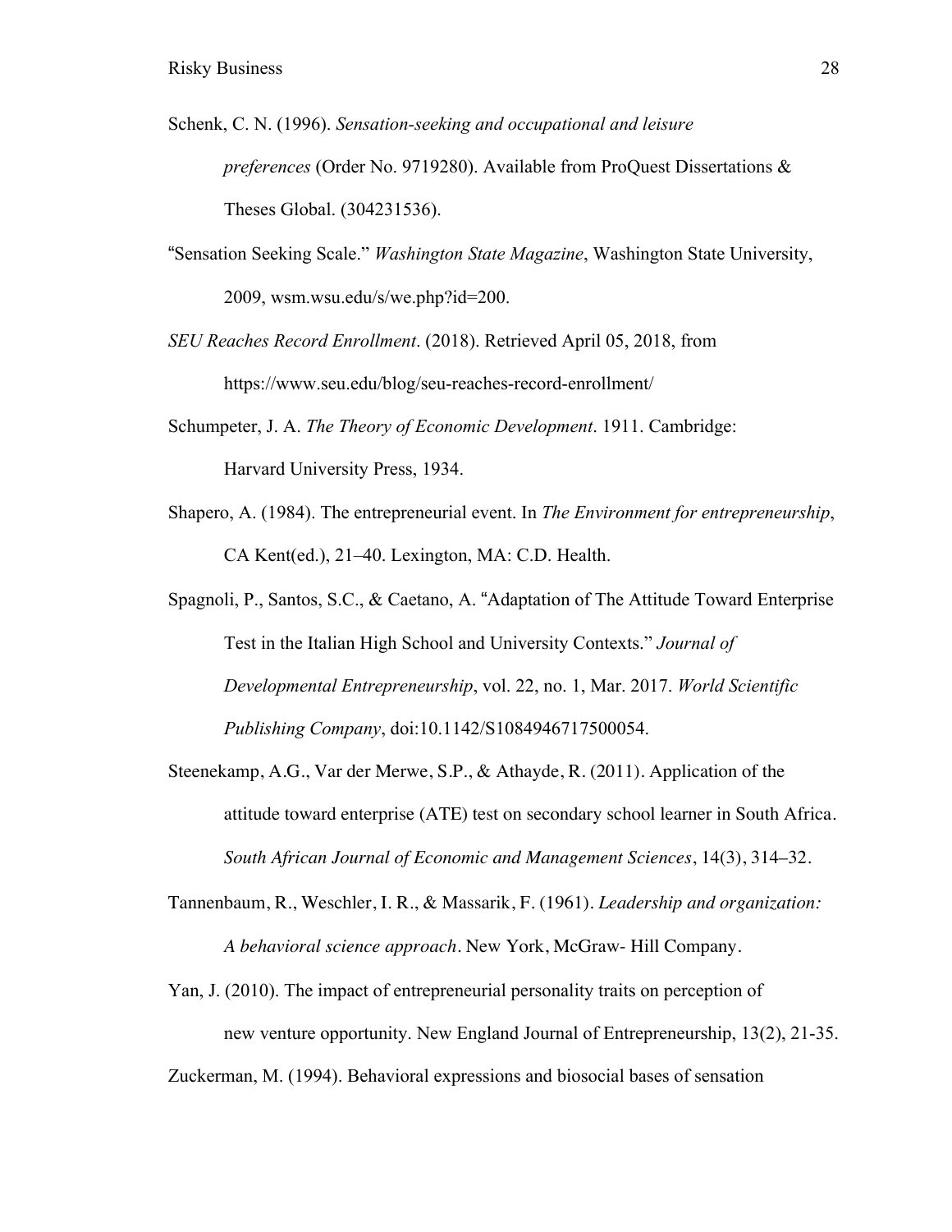Schenk, C. N. (1996). *Sensation-seeking and occupational and leisure preferences* (Order No. 9719280). Available from ProQuest Dissertations & Theses Global. (304231536).

"Sensation Seeking Scale." *Washington State Magazine*, Washington State University, 2009, wsm.wsu.edu/s/we.php?id=200.

*SEU Reaches Record Enrollment*. (2018). Retrieved April 05, 2018, from https://www.seu.edu/blog/seu-reaches-record-enrollment/

Schumpeter, J. A. *The Theory of Economic Development*. 1911. Cambridge: Harvard University Press, 1934.

Shapero, A. (1984). The entrepreneurial event. In *The Environment for entrepreneurship*, CA Kent(ed.), 21–40. Lexington, MA: C.D. Health.

Spagnoli, P., Santos, S.C., & Caetano, A. "Adaptation of The Attitude Toward Enterprise Test in the Italian High School and University Contexts." *Journal of Developmental Entrepreneurship*, vol. 22, no. 1, Mar. 2017. *World Scientific Publishing Company*, doi:10.1142/S1084946717500054.

Steenekamp, A.G., Var der Merwe, S.P., & Athayde, R. (2011). Application of the attitude toward enterprise (ATE) test on secondary school learner in South Africa. *South African Journal of Economic and Management Sciences*, 14(3), 314–32.

Tannenbaum, R., Weschler, I. R., & Massarik, F. (1961). *Leadership and organization: A behavioral science approach*. New York, McGraw- Hill Company.

Yan, J. (2010). The impact of entrepreneurial personality traits on perception of new venture opportunity. New England Journal of Entrepreneurship, 13(2), 21-35.

Zuckerman, M. (1994). Behavioral expressions and biosocial bases of sensation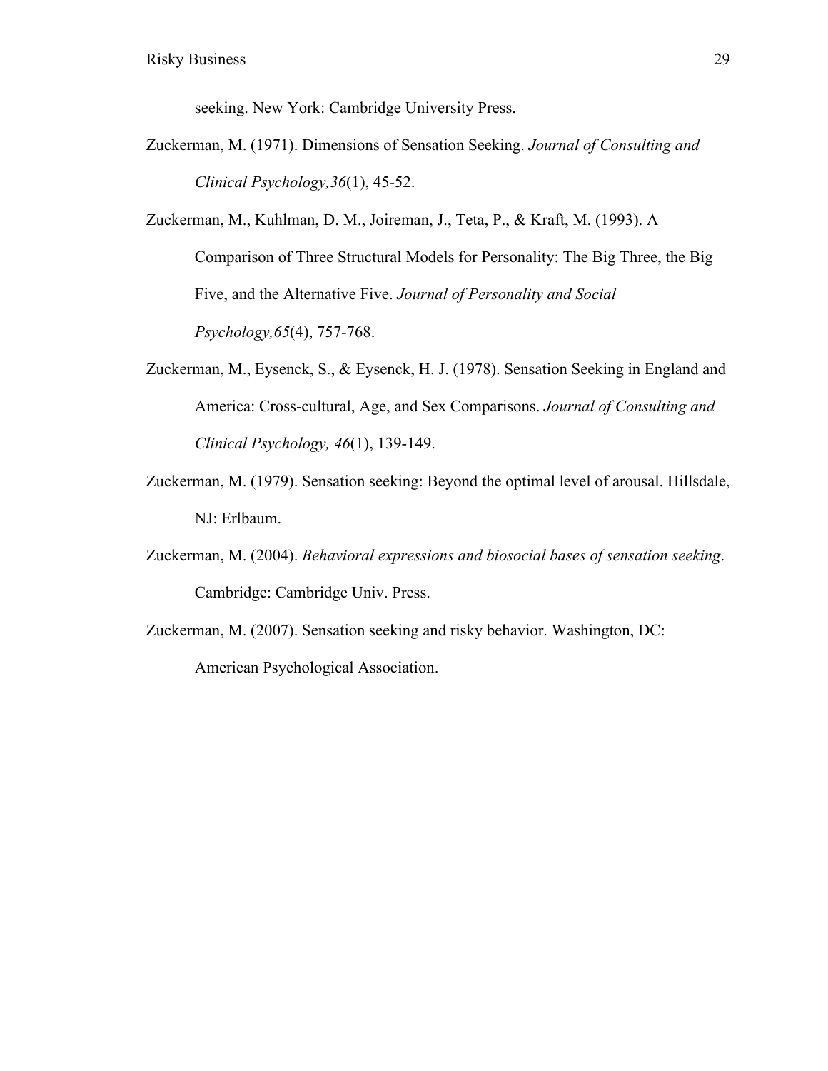seeking. New York: Cambridge University Press.

Zuckerman, M. (1971). Dimensions of Sensation Seeking. *Journal of Consulting and Clinical Psychology,36*(1), 45-52.

Zuckerman, M., Kuhlman, D. M., Joireman, J., Teta, P., & Kraft, M. (1993). A Comparison of Three Structural Models for Personality: The Big Three, the Big Five, and the Alternative Five. *Journal of Personality and Social Psychology,65*(4), 757-768.

Zuckerman, M., Eysenck, S., & Eysenck, H. J. (1978). Sensation Seeking in England and America: Cross-cultural, Age, and Sex Comparisons. *Journal of Consulting and Clinical Psychology, 46*(1), 139-149.

Zuckerman, M. (1979). Sensation seeking: Beyond the optimal level of arousal. Hillsdale, NJ: Erlbaum.

Zuckerman, M. (2004). *Behavioral expressions and biosocial bases of sensation seeking*. Cambridge: Cambridge Univ. Press.

Zuckerman, M. (2007). Sensation seeking and risky behavior. Washington, DC: American Psychological Association.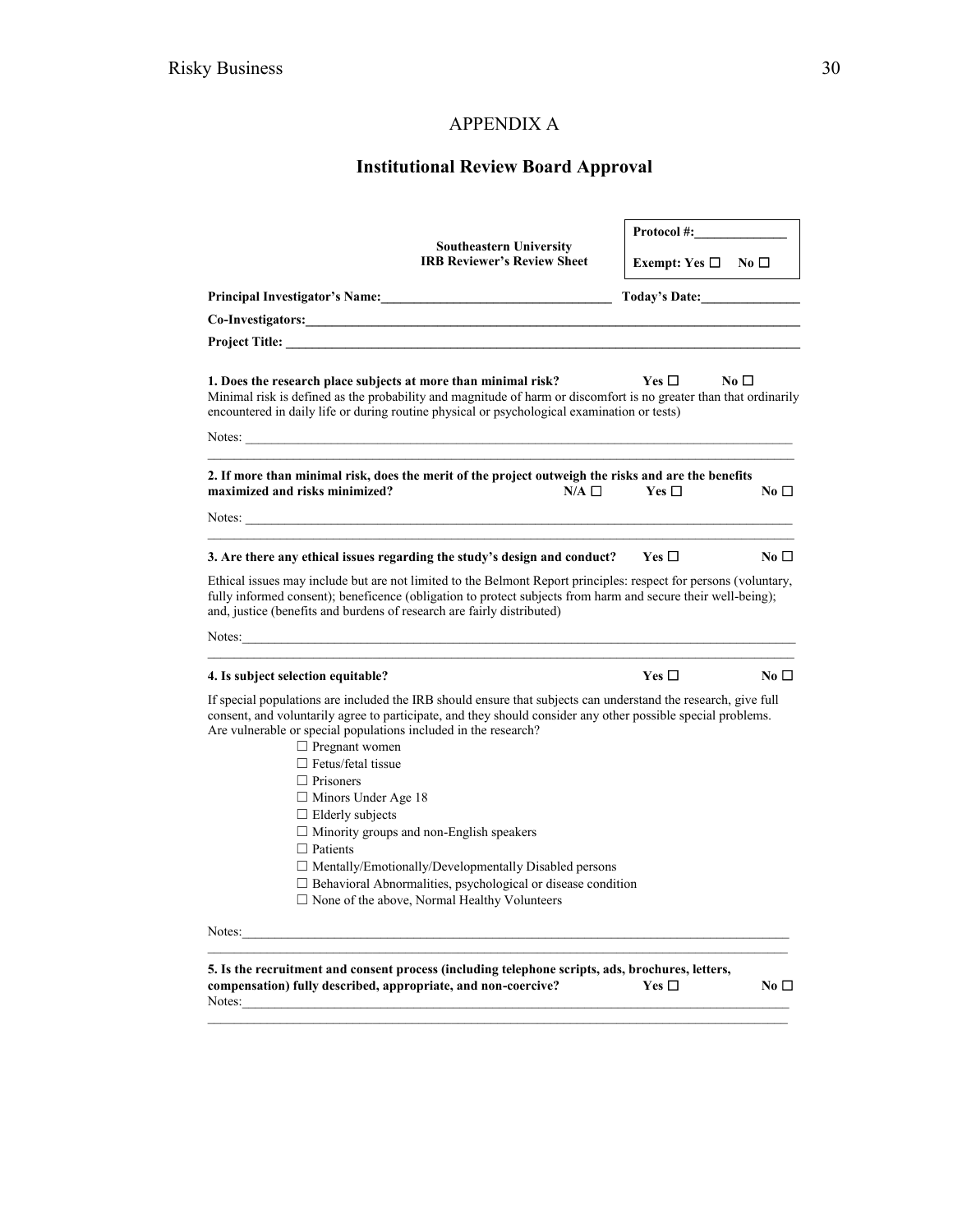# APPENDIX A

## Institutional Review Board Approval

**Southeastern University**
**IRB Reviewer's Review Sheet**

**Protocol #:______________**
**Exempt: Yes ☐ No ☐**

**Principal Investigator's Name:___________________________________ Today's Date:_______________**

**Co-Investigators:_______________________________________________________________________________**

**Project Title: _________________________________________________________________________________**

**1. Does the research place subjects at more than minimal risk?** **Yes ☐** **No ☐**

Minimal risk is defined as the probability and magnitude of harm or discomfort is no greater than that ordinarily encountered in daily life or during routine physical or psychological examination or tests)

Notes: ___________________________________________________________________________________

**2. If more than minimal risk, does the merit of the project outweigh the risks and are the benefits maximized and risks minimized?** **N/A ☐** **Yes ☐** **No ☐**

Notes: ___________________________________________________________________________________

**3. Are there any ethical issues regarding the study's design and conduct?** **Yes ☐** **No ☐**

Ethical issues may include but are not limited to the Belmont Report principles: respect for persons (voluntary, fully informed consent); beneficence (obligation to protect subjects from harm and secure their well-being); and, justice (benefits and burdens of research are fairly distributed)

Notes:___________________________________________________________________________________

**4. Is subject selection equitable?** **Yes ☐** **No ☐**

If special populations are included the IRB should ensure that subjects can understand the research, give full consent, and voluntarily agree to participate, and they should consider any other possible special problems. Are vulnerable or special populations included in the research?

- ☐ Pregnant women
- ☐ Fetus/fetal tissue
- ☐ Prisoners
- ☐ Minors Under Age 18
- ☐ Elderly subjects
- ☐ Minority groups and non-English speakers
- ☐ Patients
- ☐ Mentally/Emotionally/Developmentally Disabled persons
- ☐ Behavioral Abnormalities, psychological or disease condition
- ☐ None of the above, Normal Healthy Volunteers

Notes:___________________________________________________________________________________

**5. Is the recruitment and consent process (including telephone scripts, ads, brochures, letters, compensation) fully described, appropriate, and non-coercive?** **Yes ☐** **No ☐**

Notes:___________________________________________________________________________________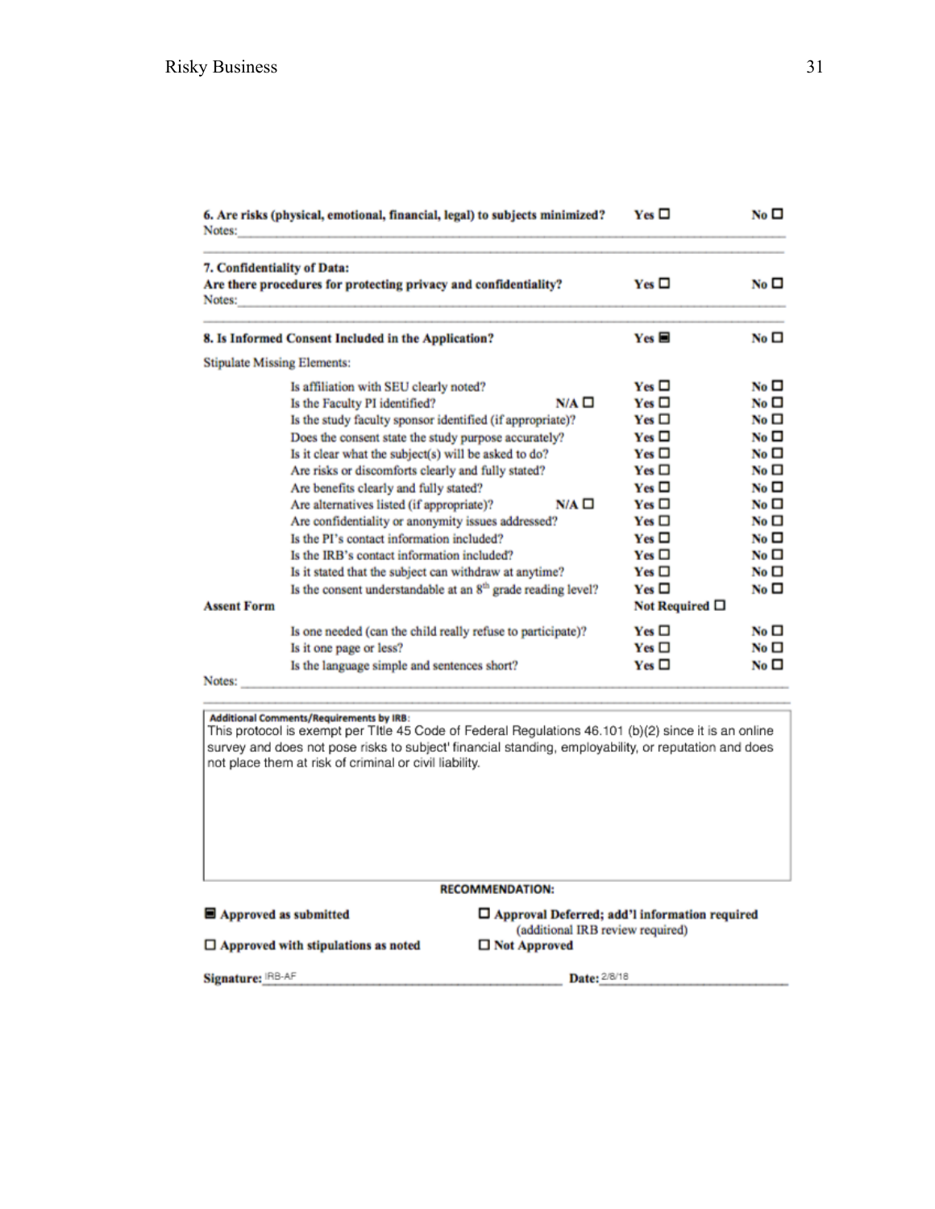**6. Are risks (physical, emotional, financial, legal) to subjects minimized?** Yes ☐ No ☐

Notes: \_\_\_\_\_\_\_\_\_\_\_\_\_\_\_\_\_\_\_\_\_\_\_\_\_\_\_\_\_\_\_\_\_\_\_\_\_\_\_\_\_\_\_\_\_\_\_\_\_\_

**7. Confidentiality of Data:**

**Are there procedures for protecting privacy and confidentiality?** Yes ☐ No ☐

Notes: \_\_\_\_\_\_\_\_\_\_\_\_\_\_\_\_\_\_\_\_\_\_\_\_\_\_\_\_\_\_\_\_\_\_\_\_\_\_\_\_\_\_\_\_\_\_\_\_\_\_

**8. Is Informed Consent Included in the Application?** Yes ■ No ☐

Stipulate Missing Elements:

| | N/A | Yes | No |
|---|---|---|---|
| Is affiliation with SEU clearly noted? | | Yes ☐ | No ☐ |
| Is the Faculty PI identified? | N/A ☐ | Yes ☐ | No ☐ |
| Is the study faculty sponsor identified (if appropriate)? | | Yes ☐ | No ☐ |
| Does the consent state the study purpose accurately? | | Yes ☐ | No ☐ |
| Is it clear what the subject(s) will be asked to do? | | Yes ☐ | No ☐ |
| Are risks or discomforts clearly and fully stated? | | Yes ☐ | No ☐ |
| Are benefits clearly and fully stated? | | Yes ☐ | No ☐ |
| Are alternatives listed (if appropriate)? | N/A ☐ | Yes ☐ | No ☐ |
| Are confidentiality or anonymity issues addressed? | | Yes ☐ | No ☐ |
| Is the PI's contact information included? | | Yes ☐ | No ☐ |
| Is the IRB's contact information included? | | Yes ☐ | No ☐ |
| Is it stated that the subject can withdraw at anytime? | | Yes ☐ | No ☐ |
| Is the consent understandable at an 8th grade reading level? | | Yes ☐ | No ☐ |

**Assent Form** Not Required ☐

| | Yes | No |
|---|---|---|
| Is one needed (can the child really refuse to participate)? | Yes ☐ | No ☐ |
| Is it one page or less? | Yes ☐ | No ☐ |
| Is the language simple and sentences short? | Yes ☐ | No ☐ |

Notes: \_\_\_\_\_\_\_\_\_\_\_\_\_\_\_\_\_\_\_\_\_\_\_\_\_\_\_\_\_\_\_\_\_\_\_\_\_\_\_\_\_\_\_\_\_\_\_\_\_\_

**Additional Comments/Requirements by IRB:**

This protocol is exempt per TItle 45 Code of Federal Regulations 46.101 (b)(2) since it is an online survey and does not pose risks to subject' financial standing, employability, or reputation and does not place them at risk of criminal or civil liability.

**RECOMMENDATION:**

■ **Approved as submitted**

☐ **Approval Deferred; add'l information required** (additional IRB review required)

☐ **Approved with stipulations as noted**

☐ **Not Approved**

**Signature:** IRB-AF **Date:** 2/8/18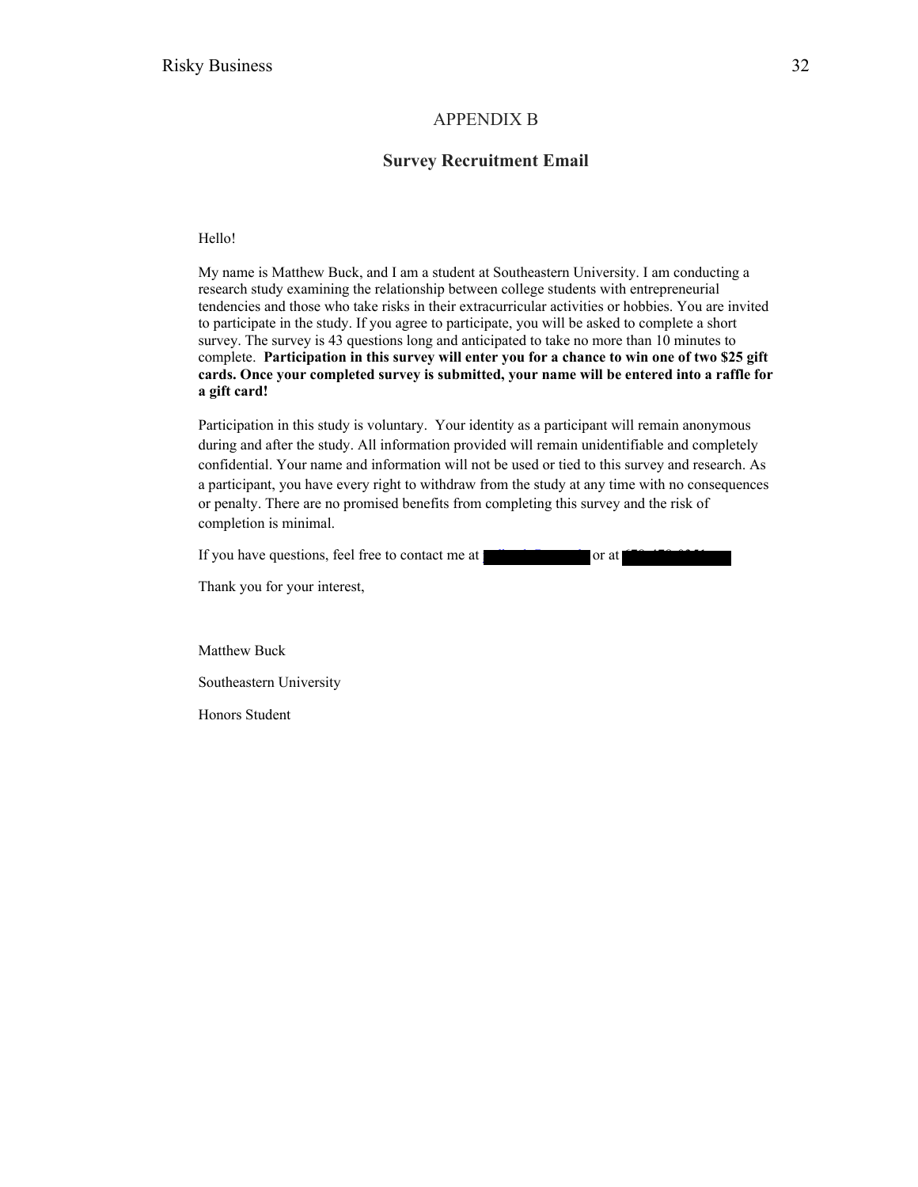# APPENDIX B

## Survey Recruitment Email

Hello!

My name is Matthew Buck, and I am a student at Southeastern University. I am conducting a research study examining the relationship between college students with entrepreneurial tendencies and those who take risks in their extracurricular activities or hobbies. You are invited to participate in the study. If you agree to participate, you will be asked to complete a short survey. The survey is 43 questions long and anticipated to take no more than 10 minutes to complete. **Participation in this survey will enter you for a chance to win one of two $25 gift cards. Once your completed survey is submitted, your name will be entered into a raffle for a gift card!**

Participation in this study is voluntary. Your identity as a participant will remain anonymous during and after the study. All information provided will remain unidentifiable and completely confidential. Your name and information will not be used or tied to this survey and research. As a participant, you have every right to withdraw from the study at any time with no consequences or penalty. There are no promised benefits from completing this survey and the risk of completion is minimal.

If you have questions, feel free to contact me at [redacted] or at [redacted]

Thank you for your interest,

Matthew Buck

Southeastern University

Honors Student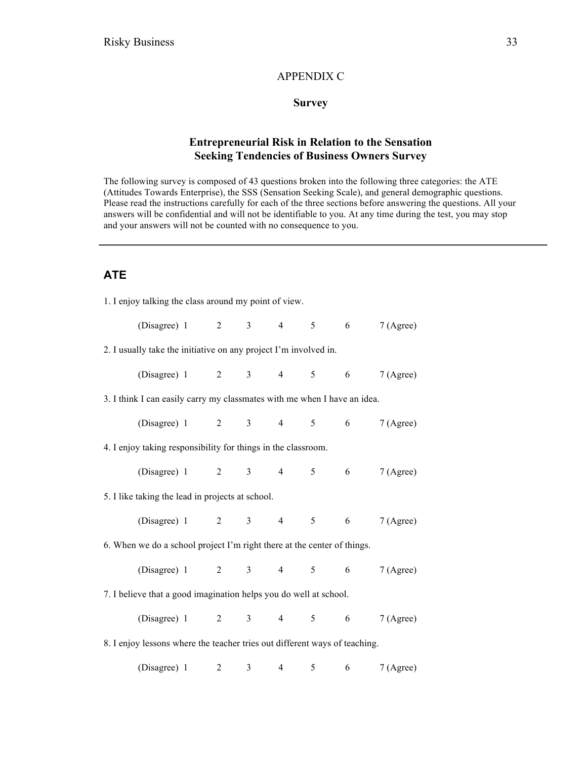APPENDIX C

**Survey**

### Entrepreneurial Risk in Relation to the Sensation Seeking Tendencies of Business Owners Survey

The following survey is composed of 43 questions broken into the following three categories: the ATE (Attitudes Towards Enterprise), the SSS (Sensation Seeking Scale), and general demographic questions. Please read the instructions carefully for each of the three sections before answering the questions. All your answers will be confidential and will not be identifiable to you. At any time during the test, you may stop and your answers will not be counted with no consequence to you.

---

## ATE

1. I enjoy talking the class around my point of view.

(Disagree) 1 2 3 4 5 6 7 (Agree)

2. I usually take the initiative on any project I'm involved in.

(Disagree) 1 2 3 4 5 6 7 (Agree)

3. I think I can easily carry my classmates with me when I have an idea.

(Disagree) 1 2 3 4 5 6 7 (Agree)

4. I enjoy taking responsibility for things in the classroom.

(Disagree) 1 2 3 4 5 6 7 (Agree)

5. I like taking the lead in projects at school.

(Disagree) 1 2 3 4 5 6 7 (Agree)

6. When we do a school project I'm right there at the center of things.

(Disagree) 1 2 3 4 5 6 7 (Agree)

7. I believe that a good imagination helps you do well at school.

(Disagree) 1 2 3 4 5 6 7 (Agree)

8. I enjoy lessons where the teacher tries out different ways of teaching.

(Disagree) 1 2 3 4 5 6 7 (Agree)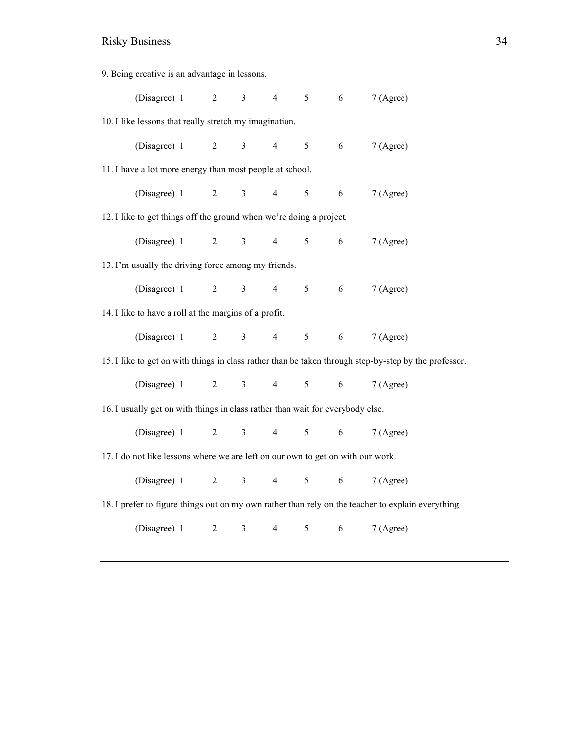9. Being creative is an advantage in lessons.

(Disagree) 1 2 3 4 5 6 7 (Agree)

10. I like lessons that really stretch my imagination.

(Disagree) 1 2 3 4 5 6 7 (Agree)

11. I have a lot more energy than most people at school.

(Disagree) 1 2 3 4 5 6 7 (Agree)

12. I like to get things off the ground when we're doing a project.

(Disagree) 1 2 3 4 5 6 7 (Agree)

13. I'm usually the driving force among my friends.

(Disagree) 1 2 3 4 5 6 7 (Agree)

14. I like to have a roll at the margins of a profit.

(Disagree) 1 2 3 4 5 6 7 (Agree)

15. I like to get on with things in class rather than be taken through step-by-step by the professor.

(Disagree) 1 2 3 4 5 6 7 (Agree)

16. I usually get on with things in class rather than wait for everybody else.

(Disagree) 1 2 3 4 5 6 7 (Agree)

17. I do not like lessons where we are left on our own to get on with our work.

(Disagree) 1 2 3 4 5 6 7 (Agree)

18. I prefer to figure things out on my own rather than rely on the teacher to explain everything.

(Disagree) 1 2 3 4 5 6 7 (Agree)

---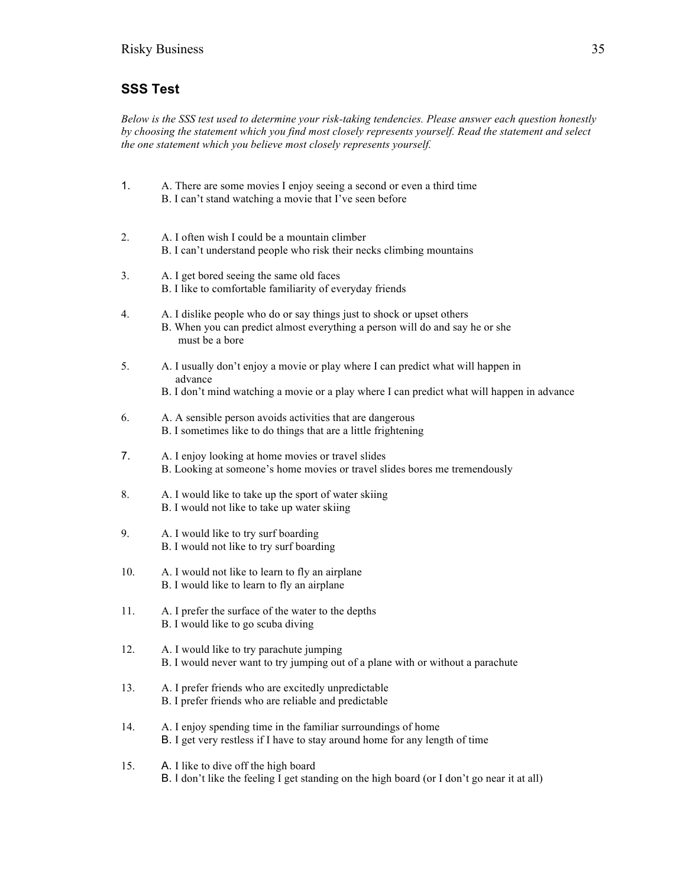## SSS Test

*Below is the SSS test used to determine your risk-taking tendencies. Please answer each question honestly by choosing the statement which you find most closely represents yourself. Read the statement and select the one statement which you believe most closely represents yourself.*

1. A. There are some movies I enjoy seeing a second or even a third time
   B. I can't stand watching a movie that I've seen before

2. A. I often wish I could be a mountain climber
   B. I can't understand people who risk their necks climbing mountains

3. A. I get bored seeing the same old faces
   B. I like to comfortable familiarity of everyday friends

4. A. I dislike people who do or say things just to shock or upset others
   B. When you can predict almost everything a person will do and say he or she must be a bore

5. A. I usually don't enjoy a movie or play where I can predict what will happen in advance
   B. I don't mind watching a movie or a play where I can predict what will happen in advance

6. A. A sensible person avoids activities that are dangerous
   B. I sometimes like to do things that are a little frightening

7. A. I enjoy looking at home movies or travel slides
   B. Looking at someone's home movies or travel slides bores me tremendously

8. A. I would like to take up the sport of water skiing
   B. I would not like to take up water skiing

9. A. I would like to try surf boarding
   B. I would not like to try surf boarding

10. A. I would not like to learn to fly an airplane
    B. I would like to learn to fly an airplane

11. A. I prefer the surface of the water to the depths
    B. I would like to go scuba diving

12. A. I would like to try parachute jumping
    B. I would never want to try jumping out of a plane with or without a parachute

13. A. I prefer friends who are excitedly unpredictable
    B. I prefer friends who are reliable and predictable

14. A. I enjoy spending time in the familiar surroundings of home
    B. I get very restless if I have to stay around home for any length of time

15. A. I like to dive off the high board
    B. I don't like the feeling I get standing on the high board (or I don't go near it at all)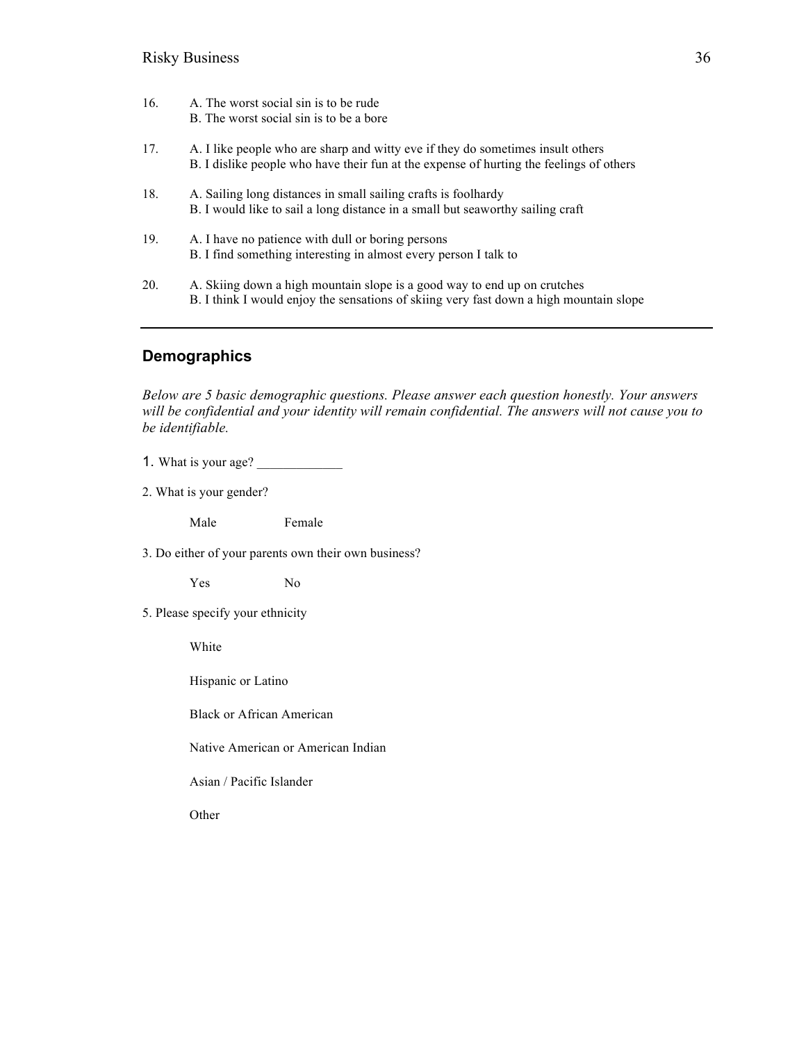16. A. The worst social sin is to be rude
    B. The worst social sin is to be a bore

17. A. I like people who are sharp and witty eve if they do sometimes insult others
    B. I dislike people who have their fun at the expense of hurting the feelings of others

18. A. Sailing long distances in small sailing crafts is foolhardy
    B. I would like to sail a long distance in a small but seaworthy sailing craft

19. A. I have no patience with dull or boring persons
    B. I find something interesting in almost every person I talk to

20. A. Skiing down a high mountain slope is a good way to end up on crutches
    B. I think I would enjoy the sensations of skiing very fast down a high mountain slope

---

## Demographics

*Below are 5 basic demographic questions. Please answer each question honestly. Your answers will be confidential and your identity will remain confidential. The answers will not cause you to be identifiable.*

1. What is your age? _____________

2. What is your gender?

    Male Female

3. Do either of your parents own their own business?

    Yes No

5. Please specify your ethnicity

    White

    Hispanic or Latino

    Black or African American

    Native American or American Indian

    Asian / Pacific Islander

    Other